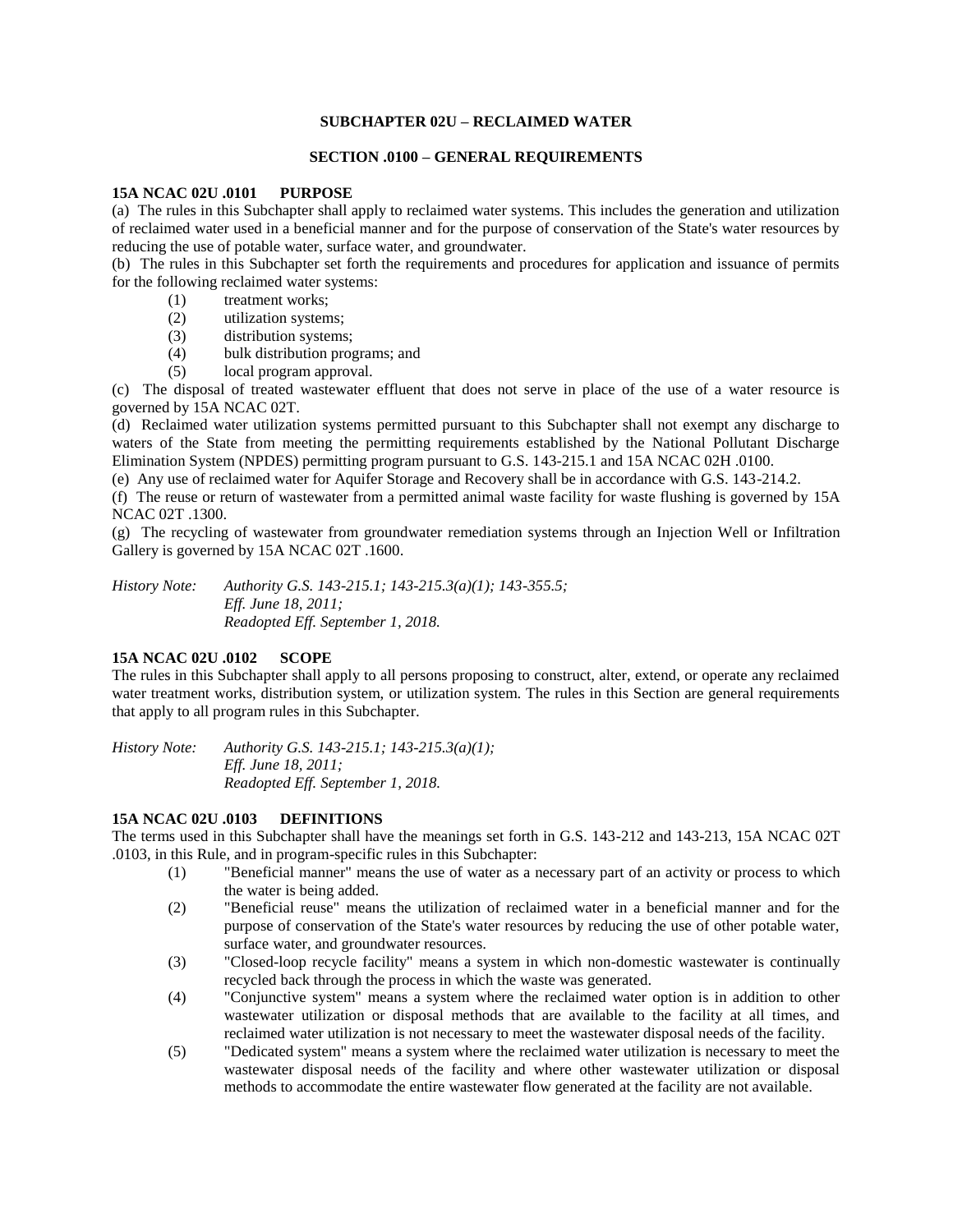# SUBCHAPTER 02U – RECLAIMED WATER

## SECTION .0100 – GENERAL REQUIREMENTS

### 15A NCAC 02U .0101 PURPOSE

(a) The rules in this Subchapter shall apply to reclaimed water systems. This includes the generation and utilization of reclaimed water used in a beneficial manner and for the purpose of conservation of the State's water resources by reducing the use of potable water, surface water, and groundwater.

(b) The rules in this Subchapter set forth the requirements and procedures for application and issuance of permits for the following reclaimed water systems:

- (1) treatment works;
- (2) utilization systems;
- (3) distribution systems;
- (4) bulk distribution programs; and
- (5) local program approval.

(c) The disposal of treated wastewater effluent that does not serve in place of the use of a water resource is governed by 15A NCAC 02T.

(d) Reclaimed water utilization systems permitted pursuant to this Subchapter shall not exempt any discharge to waters of the State from meeting the permitting requirements established by the National Pollutant Discharge Elimination System (NPDES) permitting program pursuant to G.S. 143-215.1 and 15A NCAC 02H .0100.

(e) Any use of reclaimed water for Aquifer Storage and Recovery shall be in accordance with G.S. 143-214.2.

(f) The reuse or return of wastewater from a permitted animal waste facility for waste flushing is governed by 15A NCAC 02T .1300.

(g) The recycling of wastewater from groundwater remediation systems through an Injection Well or Infiltration Gallery is governed by 15A NCAC 02T .1600.

*History Note: Authority G.S. 143-215.1; 143-215.3(a)(1); 143-355.5;*
*Eff. June 18, 2011;*
*Readopted Eff. September 1, 2018.*

### 15A NCAC 02U .0102 SCOPE

The rules in this Subchapter shall apply to all persons proposing to construct, alter, extend, or operate any reclaimed water treatment works, distribution system, or utilization system. The rules in this Section are general requirements that apply to all program rules in this Subchapter.

*History Note: Authority G.S. 143-215.1; 143-215.3(a)(1);*
*Eff. June 18, 2011;*
*Readopted Eff. September 1, 2018.*

### 15A NCAC 02U .0103 DEFINITIONS

The terms used in this Subchapter shall have the meanings set forth in G.S. 143-212 and 143-213, 15A NCAC 02T .0103, in this Rule, and in program-specific rules in this Subchapter:

- (1) "Beneficial manner" means the use of water as a necessary part of an activity or process to which the water is being added.
- (2) "Beneficial reuse" means the utilization of reclaimed water in a beneficial manner and for the purpose of conservation of the State's water resources by reducing the use of other potable water, surface water, and groundwater resources.
- (3) "Closed-loop recycle facility" means a system in which non-domestic wastewater is continually recycled back through the process in which the waste was generated.
- (4) "Conjunctive system" means a system where the reclaimed water option is in addition to other wastewater utilization or disposal methods that are available to the facility at all times, and reclaimed water utilization is not necessary to meet the wastewater disposal needs of the facility.
- (5) "Dedicated system" means a system where the reclaimed water utilization is necessary to meet the wastewater disposal needs of the facility and where other wastewater utilization or disposal methods to accommodate the entire wastewater flow generated at the facility are not available.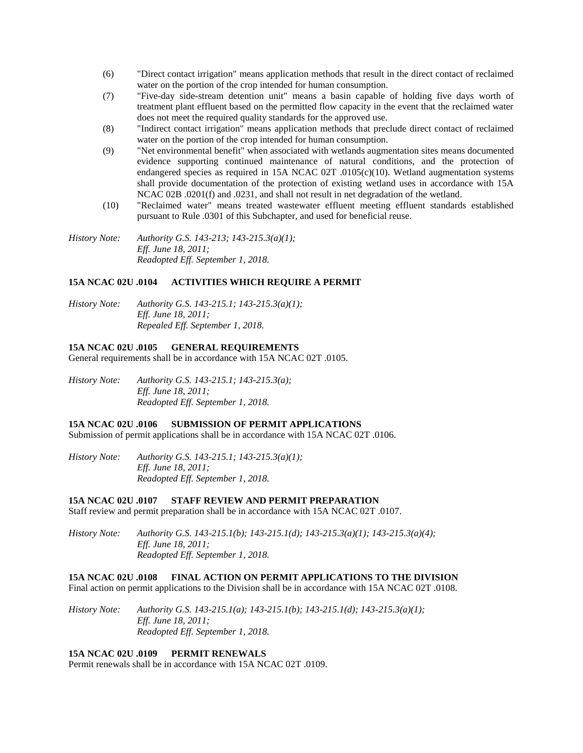(6) "Direct contact irrigation" means application methods that result in the direct contact of reclaimed water on the portion of the crop intended for human consumption.

(7) "Five-day side-stream detention unit" means a basin capable of holding five days worth of treatment plant effluent based on the permitted flow capacity in the event that the reclaimed water does not meet the required quality standards for the approved use.

(8) "Indirect contact irrigation" means application methods that preclude direct contact of reclaimed water on the portion of the crop intended for human consumption.

(9) "Net environmental benefit" when associated with wetlands augmentation sites means documented evidence supporting continued maintenance of natural conditions, and the protection of endangered species as required in 15A NCAC 02T .0105(c)(10). Wetland augmentation systems shall provide documentation of the protection of existing wetland uses in accordance with 15A NCAC 02B .0201(f) and .0231, and shall not result in net degradation of the wetland.

(10) "Reclaimed water" means treated wastewater effluent meeting effluent standards established pursuant to Rule .0301 of this Subchapter, and used for beneficial reuse.

*History Note: Authority G.S. 143-213; 143-215.3(a)(1);*
*Eff. June 18, 2011;*
*Readopted Eff. September 1, 2018.*

**15A NCAC 02U .0104 ACTIVITIES WHICH REQUIRE A PERMIT**

*History Note: Authority G.S. 143-215.1; 143-215.3(a)(1);*
*Eff. June 18, 2011;*
*Repealed Eff. September 1, 2018.*

**15A NCAC 02U .0105 GENERAL REQUIREMENTS**

General requirements shall be in accordance with 15A NCAC 02T .0105.

*History Note: Authority G.S. 143-215.1; 143-215.3(a);*
*Eff. June 18, 2011;*
*Readopted Eff. September 1, 2018.*

**15A NCAC 02U .0106 SUBMISSION OF PERMIT APPLICATIONS**

Submission of permit applications shall be in accordance with 15A NCAC 02T .0106.

*History Note: Authority G.S. 143-215.1; 143-215.3(a)(1);*
*Eff. June 18, 2011;*
*Readopted Eff. September 1, 2018.*

**15A NCAC 02U .0107 STAFF REVIEW AND PERMIT PREPARATION**

Staff review and permit preparation shall be in accordance with 15A NCAC 02T .0107.

*History Note: Authority G.S. 143-215.1(b); 143-215.1(d); 143-215.3(a)(1); 143-215.3(a)(4);*
*Eff. June 18, 2011;*
*Readopted Eff. September 1, 2018.*

**15A NCAC 02U .0108 FINAL ACTION ON PERMIT APPLICATIONS TO THE DIVISION**

Final action on permit applications to the Division shall be in accordance with 15A NCAC 02T .0108.

*History Note: Authority G.S. 143-215.1(a); 143-215.1(b); 143-215.1(d); 143-215.3(a)(1);*
*Eff. June 18, 2011;*
*Readopted Eff. September 1, 2018.*

**15A NCAC 02U .0109 PERMIT RENEWALS**

Permit renewals shall be in accordance with 15A NCAC 02T .0109.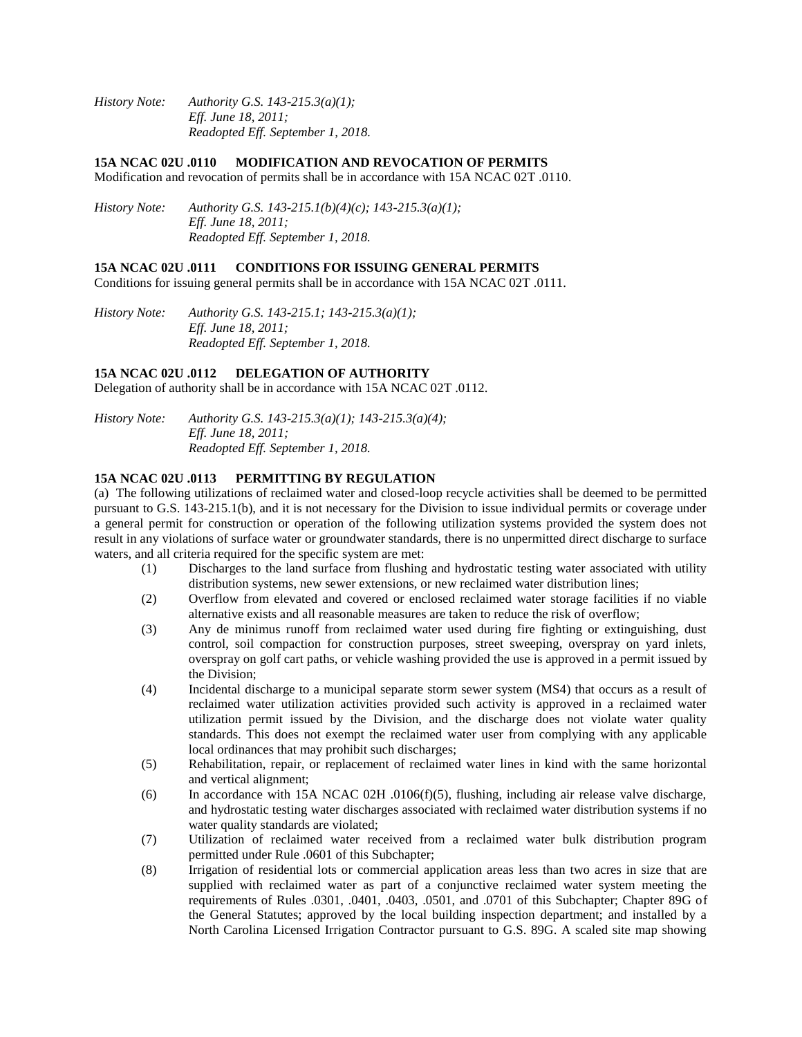*History Note: Authority G.S. 143-215.3(a)(1);*
*Eff. June 18, 2011;*
*Readopted Eff. September 1, 2018.*

**15A NCAC 02U .0110 MODIFICATION AND REVOCATION OF PERMITS**

Modification and revocation of permits shall be in accordance with 15A NCAC 02T .0110.

*History Note: Authority G.S. 143-215.1(b)(4)(c); 143-215.3(a)(1);*
*Eff. June 18, 2011;*
*Readopted Eff. September 1, 2018.*

**15A NCAC 02U .0111 CONDITIONS FOR ISSUING GENERAL PERMITS**

Conditions for issuing general permits shall be in accordance with 15A NCAC 02T .0111.

*History Note: Authority G.S. 143-215.1; 143-215.3(a)(1);*
*Eff. June 18, 2011;*
*Readopted Eff. September 1, 2018.*

**15A NCAC 02U .0112 DELEGATION OF AUTHORITY**

Delegation of authority shall be in accordance with 15A NCAC 02T .0112.

*History Note: Authority G.S. 143-215.3(a)(1); 143-215.3(a)(4);*
*Eff. June 18, 2011;*
*Readopted Eff. September 1, 2018.*

**15A NCAC 02U .0113 PERMITTING BY REGULATION**

(a) The following utilizations of reclaimed water and closed-loop recycle activities shall be deemed to be permitted pursuant to G.S. 143-215.1(b), and it is not necessary for the Division to issue individual permits or coverage under a general permit for construction or operation of the following utilization systems provided the system does not result in any violations of surface water or groundwater standards, there is no unpermitted direct discharge to surface waters, and all criteria required for the specific system are met:

(1) Discharges to the land surface from flushing and hydrostatic testing water associated with utility distribution systems, new sewer extensions, or new reclaimed water distribution lines;

(2) Overflow from elevated and covered or enclosed reclaimed water storage facilities if no viable alternative exists and all reasonable measures are taken to reduce the risk of overflow;

(3) Any de minimus runoff from reclaimed water used during fire fighting or extinguishing, dust control, soil compaction for construction purposes, street sweeping, overspray on yard inlets, overspray on golf cart paths, or vehicle washing provided the use is approved in a permit issued by the Division;

(4) Incidental discharge to a municipal separate storm sewer system (MS4) that occurs as a result of reclaimed water utilization activities provided such activity is approved in a reclaimed water utilization permit issued by the Division, and the discharge does not violate water quality standards. This does not exempt the reclaimed water user from complying with any applicable local ordinances that may prohibit such discharges;

(5) Rehabilitation, repair, or replacement of reclaimed water lines in kind with the same horizontal and vertical alignment;

(6) In accordance with 15A NCAC 02H .0106(f)(5), flushing, including air release valve discharge, and hydrostatic testing water discharges associated with reclaimed water distribution systems if no water quality standards are violated;

(7) Utilization of reclaimed water received from a reclaimed water bulk distribution program permitted under Rule .0601 of this Subchapter;

(8) Irrigation of residential lots or commercial application areas less than two acres in size that are supplied with reclaimed water as part of a conjunctive reclaimed water system meeting the requirements of Rules .0301, .0401, .0403, .0501, and .0701 of this Subchapter; Chapter 89G of the General Statutes; approved by the local building inspection department; and installed by a North Carolina Licensed Irrigation Contractor pursuant to G.S. 89G. A scaled site map showing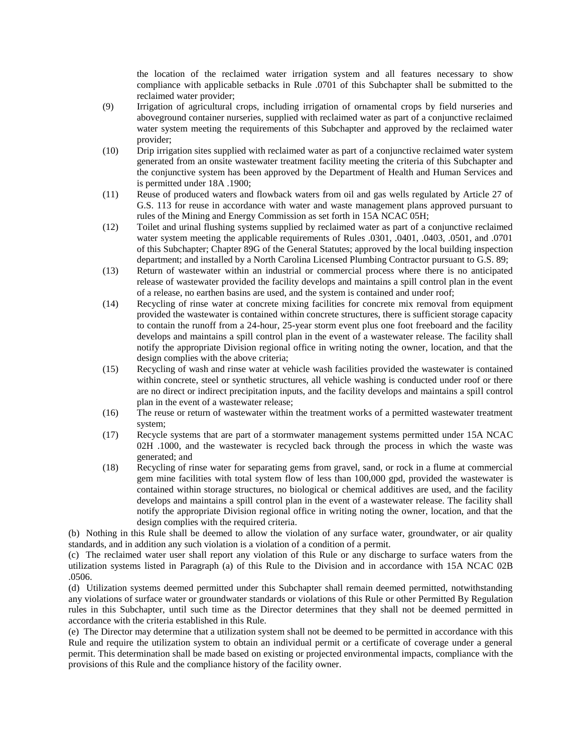the location of the reclaimed water irrigation system and all features necessary to show compliance with applicable setbacks in Rule .0701 of this Subchapter shall be submitted to the reclaimed water provider;

(9) Irrigation of agricultural crops, including irrigation of ornamental crops by field nurseries and aboveground container nurseries, supplied with reclaimed water as part of a conjunctive reclaimed water system meeting the requirements of this Subchapter and approved by the reclaimed water provider;

(10) Drip irrigation sites supplied with reclaimed water as part of a conjunctive reclaimed water system generated from an onsite wastewater treatment facility meeting the criteria of this Subchapter and the conjunctive system has been approved by the Department of Health and Human Services and is permitted under 18A .1900;

(11) Reuse of produced waters and flowback waters from oil and gas wells regulated by Article 27 of G.S. 113 for reuse in accordance with water and waste management plans approved pursuant to rules of the Mining and Energy Commission as set forth in 15A NCAC 05H;

(12) Toilet and urinal flushing systems supplied by reclaimed water as part of a conjunctive reclaimed water system meeting the applicable requirements of Rules .0301, .0401, .0403, .0501, and .0701 of this Subchapter; Chapter 89G of the General Statutes; approved by the local building inspection department; and installed by a North Carolina Licensed Plumbing Contractor pursuant to G.S. 89;

(13) Return of wastewater within an industrial or commercial process where there is no anticipated release of wastewater provided the facility develops and maintains a spill control plan in the event of a release, no earthen basins are used, and the system is contained and under roof;

(14) Recycling of rinse water at concrete mixing facilities for concrete mix removal from equipment provided the wastewater is contained within concrete structures, there is sufficient storage capacity to contain the runoff from a 24-hour, 25-year storm event plus one foot freeboard and the facility develops and maintains a spill control plan in the event of a wastewater release. The facility shall notify the appropriate Division regional office in writing noting the owner, location, and that the design complies with the above criteria;

(15) Recycling of wash and rinse water at vehicle wash facilities provided the wastewater is contained within concrete, steel or synthetic structures, all vehicle washing is conducted under roof or there are no direct or indirect precipitation inputs, and the facility develops and maintains a spill control plan in the event of a wastewater release;

(16) The reuse or return of wastewater within the treatment works of a permitted wastewater treatment system;

(17) Recycle systems that are part of a stormwater management systems permitted under 15A NCAC 02H .1000, and the wastewater is recycled back through the process in which the waste was generated; and

(18) Recycling of rinse water for separating gems from gravel, sand, or rock in a flume at commercial gem mine facilities with total system flow of less than 100,000 gpd, provided the wastewater is contained within storage structures, no biological or chemical additives are used, and the facility develops and maintains a spill control plan in the event of a wastewater release. The facility shall notify the appropriate Division regional office in writing noting the owner, location, and that the design complies with the required criteria.

(b) Nothing in this Rule shall be deemed to allow the violation of any surface water, groundwater, or air quality standards, and in addition any such violation is a violation of a condition of a permit.

(c) The reclaimed water user shall report any violation of this Rule or any discharge to surface waters from the utilization systems listed in Paragraph (a) of this Rule to the Division and in accordance with 15A NCAC 02B .0506.

(d) Utilization systems deemed permitted under this Subchapter shall remain deemed permitted, notwithstanding any violations of surface water or groundwater standards or violations of this Rule or other Permitted By Regulation rules in this Subchapter, until such time as the Director determines that they shall not be deemed permitted in accordance with the criteria established in this Rule.

(e) The Director may determine that a utilization system shall not be deemed to be permitted in accordance with this Rule and require the utilization system to obtain an individual permit or a certificate of coverage under a general permit. This determination shall be made based on existing or projected environmental impacts, compliance with the provisions of this Rule and the compliance history of the facility owner.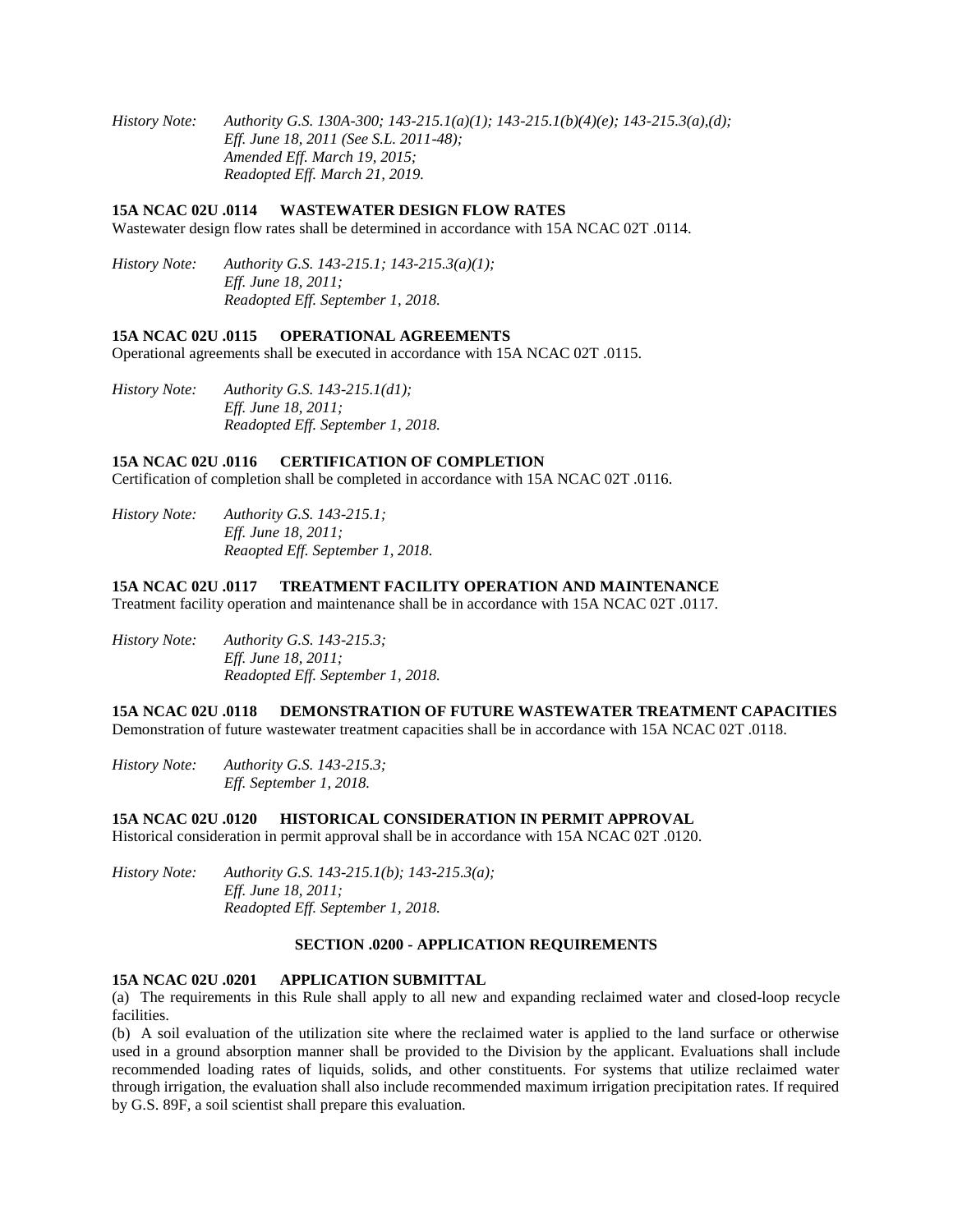*History Note: Authority G.S. 130A-300; 143-215.1(a)(1); 143-215.1(b)(4)(e); 143-215.3(a),(d);*
*Eff. June 18, 2011 (See S.L. 2011-48);*
*Amended Eff. March 19, 2015;*
*Readopted Eff. March 21, 2019.*

**15A NCAC 02U .0114 WASTEWATER DESIGN FLOW RATES**

Wastewater design flow rates shall be determined in accordance with 15A NCAC 02T .0114.

*History Note: Authority G.S. 143-215.1; 143-215.3(a)(1);*
*Eff. June 18, 2011;*
*Readopted Eff. September 1, 2018.*

**15A NCAC 02U .0115 OPERATIONAL AGREEMENTS**

Operational agreements shall be executed in accordance with 15A NCAC 02T .0115.

*History Note: Authority G.S. 143-215.1(d1);*
*Eff. June 18, 2011;*
*Readopted Eff. September 1, 2018.*

**15A NCAC 02U .0116 CERTIFICATION OF COMPLETION**

Certification of completion shall be completed in accordance with 15A NCAC 02T .0116.

*History Note: Authority G.S. 143-215.1;*
*Eff. June 18, 2011;*
*Reaopted Eff. September 1, 2018.*

**15A NCAC 02U .0117 TREATMENT FACILITY OPERATION AND MAINTENANCE**

Treatment facility operation and maintenance shall be in accordance with 15A NCAC 02T .0117.

*History Note: Authority G.S. 143-215.3;*
*Eff. June 18, 2011;*
*Readopted Eff. September 1, 2018.*

**15A NCAC 02U .0118 DEMONSTRATION OF FUTURE WASTEWATER TREATMENT CAPACITIES**

Demonstration of future wastewater treatment capacities shall be in accordance with 15A NCAC 02T .0118.

*History Note: Authority G.S. 143-215.3;*
*Eff. September 1, 2018.*

**15A NCAC 02U .0120 HISTORICAL CONSIDERATION IN PERMIT APPROVAL**

Historical consideration in permit approval shall be in accordance with 15A NCAC 02T .0120.

*History Note: Authority G.S. 143-215.1(b); 143-215.3(a);*
*Eff. June 18, 2011;*
*Readopted Eff. September 1, 2018.*

## SECTION .0200 - APPLICATION REQUIREMENTS

**15A NCAC 02U .0201 APPLICATION SUBMITTAL**

(a) The requirements in this Rule shall apply to all new and expanding reclaimed water and closed-loop recycle facilities.

(b) A soil evaluation of the utilization site where the reclaimed water is applied to the land surface or otherwise used in a ground absorption manner shall be provided to the Division by the applicant. Evaluations shall include recommended loading rates of liquids, solids, and other constituents. For systems that utilize reclaimed water through irrigation, the evaluation shall also include recommended maximum irrigation precipitation rates. If required by G.S. 89F, a soil scientist shall prepare this evaluation.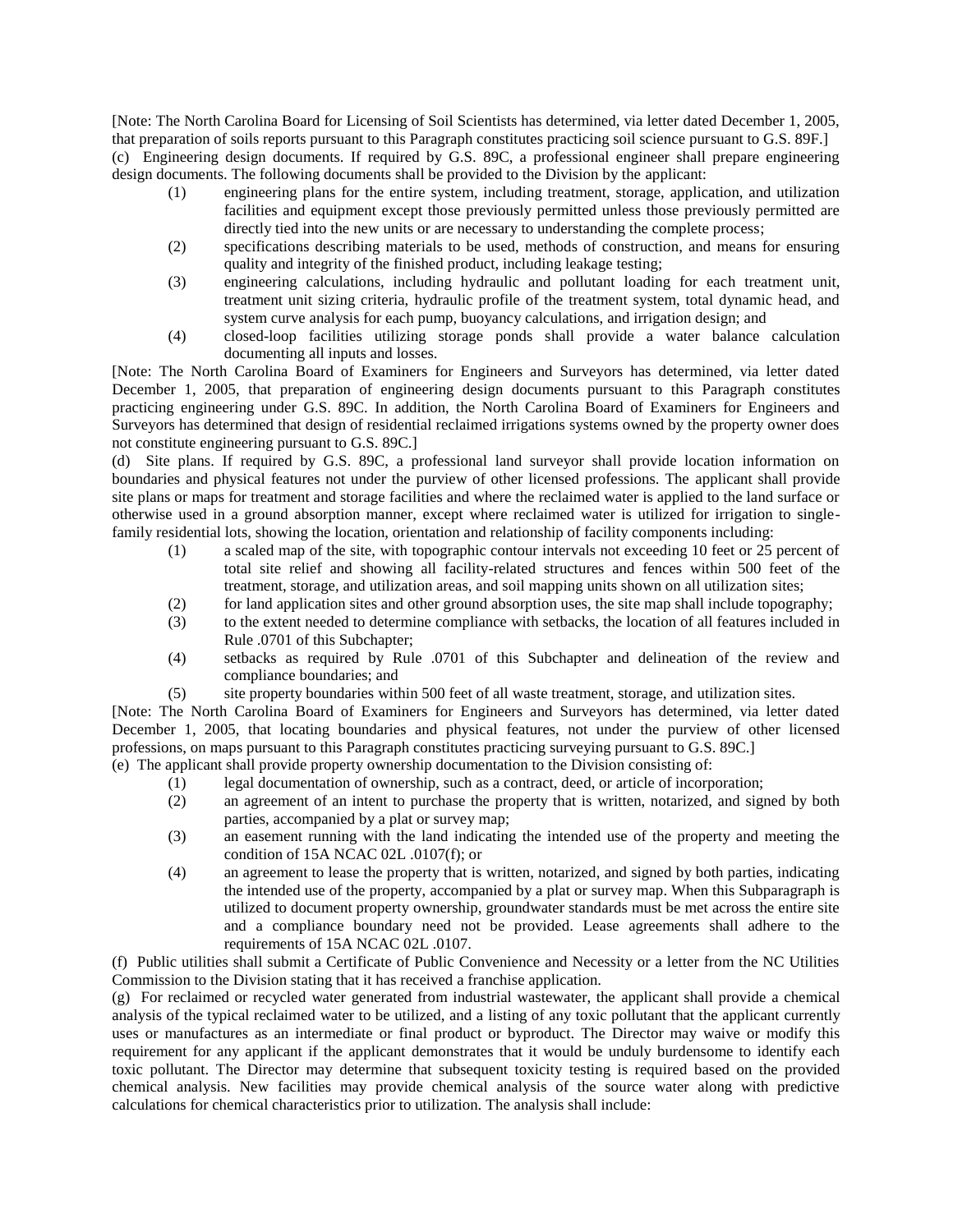[Note: The North Carolina Board for Licensing of Soil Scientists has determined, via letter dated December 1, 2005, that preparation of soils reports pursuant to this Paragraph constitutes practicing soil science pursuant to G.S. 89F.]

(c) Engineering design documents. If required by G.S. 89C, a professional engineer shall prepare engineering design documents. The following documents shall be provided to the Division by the applicant:

(1) engineering plans for the entire system, including treatment, storage, application, and utilization facilities and equipment except those previously permitted unless those previously permitted are directly tied into the new units or are necessary to understanding the complete process;

(2) specifications describing materials to be used, methods of construction, and means for ensuring quality and integrity of the finished product, including leakage testing;

(3) engineering calculations, including hydraulic and pollutant loading for each treatment unit, treatment unit sizing criteria, hydraulic profile of the treatment system, total dynamic head, and system curve analysis for each pump, buoyancy calculations, and irrigation design; and

(4) closed-loop facilities utilizing storage ponds shall provide a water balance calculation documenting all inputs and losses.

[Note: The North Carolina Board of Examiners for Engineers and Surveyors has determined, via letter dated December 1, 2005, that preparation of engineering design documents pursuant to this Paragraph constitutes practicing engineering under G.S. 89C. In addition, the North Carolina Board of Examiners for Engineers and Surveyors has determined that design of residential reclaimed irrigations systems owned by the property owner does not constitute engineering pursuant to G.S. 89C.]

(d) Site plans. If required by G.S. 89C, a professional land surveyor shall provide location information on boundaries and physical features not under the purview of other licensed professions. The applicant shall provide site plans or maps for treatment and storage facilities and where the reclaimed water is applied to the land surface or otherwise used in a ground absorption manner, except where reclaimed water is utilized for irrigation to single-family residential lots, showing the location, orientation and relationship of facility components including:

(1) a scaled map of the site, with topographic contour intervals not exceeding 10 feet or 25 percent of total site relief and showing all facility-related structures and fences within 500 feet of the treatment, storage, and utilization areas, and soil mapping units shown on all utilization sites;

(2) for land application sites and other ground absorption uses, the site map shall include topography;

(3) to the extent needed to determine compliance with setbacks, the location of all features included in Rule .0701 of this Subchapter;

(4) setbacks as required by Rule .0701 of this Subchapter and delineation of the review and compliance boundaries; and

(5) site property boundaries within 500 feet of all waste treatment, storage, and utilization sites.

[Note: The North Carolina Board of Examiners for Engineers and Surveyors has determined, via letter dated December 1, 2005, that locating boundaries and physical features, not under the purview of other licensed professions, on maps pursuant to this Paragraph constitutes practicing surveying pursuant to G.S. 89C.]

(e) The applicant shall provide property ownership documentation to the Division consisting of:

(1) legal documentation of ownership, such as a contract, deed, or article of incorporation;

(2) an agreement of an intent to purchase the property that is written, notarized, and signed by both parties, accompanied by a plat or survey map;

(3) an easement running with the land indicating the intended use of the property and meeting the condition of 15A NCAC 02L .0107(f); or

(4) an agreement to lease the property that is written, notarized, and signed by both parties, indicating the intended use of the property, accompanied by a plat or survey map. When this Subparagraph is utilized to document property ownership, groundwater standards must be met across the entire site and a compliance boundary need not be provided. Lease agreements shall adhere to the requirements of 15A NCAC 02L .0107.

(f) Public utilities shall submit a Certificate of Public Convenience and Necessity or a letter from the NC Utilities Commission to the Division stating that it has received a franchise application.

(g) For reclaimed or recycled reclaimed water generated from industrial wastewater, the applicant shall provide a chemical analysis of the typical reclaimed water to be utilized, and a listing of any toxic pollutant that the applicant currently uses or manufactures as an intermediate or final product or byproduct. The Director may waive or modify this requirement for any applicant if the applicant demonstrates that it would be unduly burdensome to identify each toxic pollutant. The Director may determine that subsequent toxicity testing is required based on the provided chemical analysis. New facilities may provide chemical analysis of the source water along with predictive calculations for chemical characteristics prior to utilization. The analysis shall include: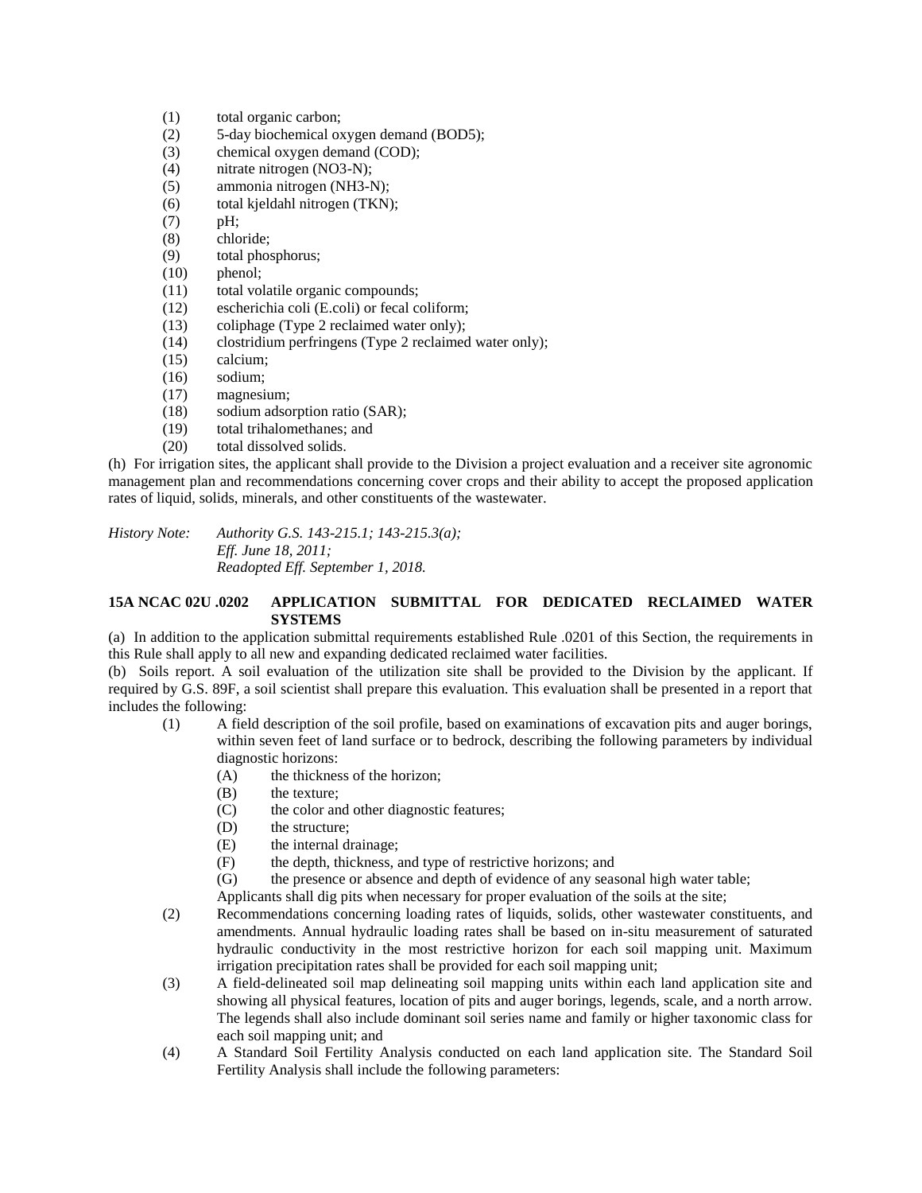(1) total organic carbon;
(2) 5-day biochemical oxygen demand (BOD5);
(3) chemical oxygen demand (COD);
(4) nitrate nitrogen (NO3-N);
(5) ammonia nitrogen (NH3-N);
(6) total kjeldahl nitrogen (TKN);
(7) pH;
(8) chloride;
(9) total phosphorus;
(10) phenol;
(11) total volatile organic compounds;
(12) escherichia coli (E.coli) or fecal coliform;
(13) coliphage (Type 2 reclaimed water only);
(14) clostridium perfringens (Type 2 reclaimed water only);
(15) calcium;
(16) sodium;
(17) magnesium;
(18) sodium adsorption ratio (SAR);
(19) total trihalomethanes; and
(20) total dissolved solids.

(h) For irrigation sites, the applicant shall provide to the Division a project evaluation and a receiver site agronomic management plan and recommendations concerning cover crops and their ability to accept the proposed application rates of liquid, solids, minerals, and other constituents of the wastewater.

*History Note: Authority G.S. 143-215.1; 143-215.3(a);*
*Eff. June 18, 2011;*
*Readopted Eff. September 1, 2018.*

**15A NCAC 02U .0202 APPLICATION SUBMITTAL FOR DEDICATED RECLAIMED WATER SYSTEMS**

(a) In addition to the application submittal requirements established Rule .0201 of this Section, the requirements in this Rule shall apply to all new and expanding dedicated reclaimed water facilities.

(b) Soils report. A soil evaluation of the utilization site shall be provided to the Division by the applicant. If required by G.S. 89F, a soil scientist shall prepare this evaluation. This evaluation shall be presented in a report that includes the following:

(1) A field description of the soil profile, based on examinations of excavation pits and auger borings, within seven feet of land surface or to bedrock, describing the following parameters by individual diagnostic horizons:
  (A) the thickness of the horizon;
  (B) the texture;
  (C) the color and other diagnostic features;
  (D) the structure;
  (E) the internal drainage;
  (F) the depth, thickness, and type of restrictive horizons; and
  (G) the presence or absence and depth of evidence of any seasonal high water table;

  Applicants shall dig pits when necessary for proper evaluation of the soils at the site;

(2) Recommendations concerning loading rates of liquids, solids, other wastewater constituents, and amendments. Annual hydraulic loading rates shall be based on in-situ measurement of saturated hydraulic conductivity in the most restrictive horizon for each soil mapping unit. Maximum irrigation precipitation rates shall be provided for each soil mapping unit;

(3) A field-delineated soil map delineating soil mapping units within each land application site and showing all physical features, location of pits and auger borings, legends, scale, and a north arrow. The legends shall also include dominant soil series name and family or higher taxonomic class for each soil mapping unit; and

(4) A Standard Soil Fertility Analysis conducted on each land application site. The Standard Soil Fertility Analysis shall include the following parameters: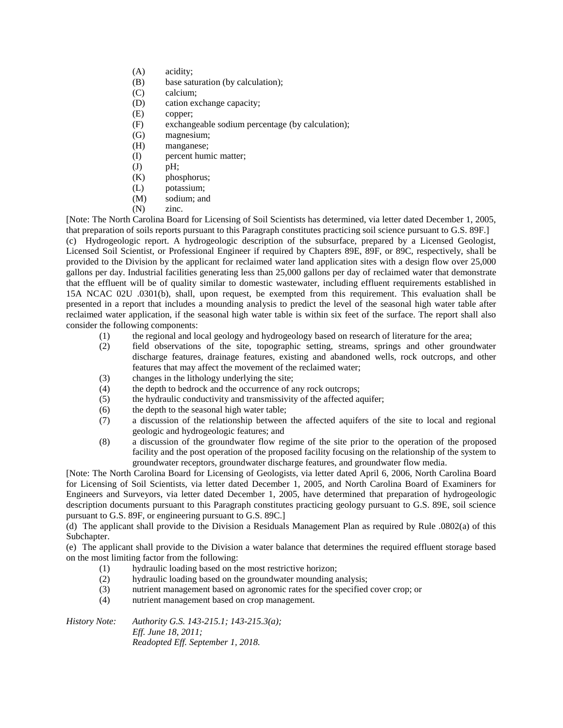(A) acidity;
(B) base saturation (by calculation);
(C) calcium;
(D) cation exchange capacity;
(E) copper;
(F) exchangeable sodium percentage (by calculation);
(G) magnesium;
(H) manganese;
(I) percent humic matter;
(J) pH;
(K) phosphorus;
(L) potassium;
(M) sodium; and
(N) zinc.

[Note: The North Carolina Board for Licensing of Soil Scientists has determined, via letter dated December 1, 2005, that preparation of soils reports pursuant to this Paragraph constitutes practicing soil science pursuant to G.S. 89F.]

(c) Hydrogeologic report. A hydrogeologic description of the subsurface, prepared by a Licensed Geologist, Licensed Soil Scientist, or Professional Engineer if required by Chapters 89E, 89F, or 89C, respectively, shall be provided to the Division by the applicant for reclaimed water land application sites with a design flow over 25,000 gallons per day. Industrial facilities generating less than 25,000 gallons per day of reclaimed water that demonstrate that the effluent will be of quality similar to domestic wastewater, including effluent requirements established in 15A NCAC 02U .0301(b), shall, upon request, be exempted from this requirement. This evaluation shall be presented in a report that includes a mounding analysis to predict the level of the seasonal high water table after reclaimed water application, if the seasonal high water table is within six feet of the surface. The report shall also consider the following components:

(1) the regional and local geology and hydrogeology based on research of literature for the area;
(2) field observations of the site, topographic setting, streams, springs and other groundwater discharge features, drainage features, existing and abandoned wells, rock outcrops, and other features that may affect the movement of the reclaimed water;
(3) changes in the lithology underlying the site;
(4) the depth to bedrock and the occurrence of any rock outcrops;
(5) the hydraulic conductivity and transmissivity of the affected aquifer;
(6) the depth to the seasonal high water table;
(7) a discussion of the relationship between the affected aquifers of the site to local and regional geologic and hydrogeologic features; and
(8) a discussion of the groundwater flow regime of the site prior to the operation of the proposed facility and the post operation of the proposed facility focusing on the relationship of the system to groundwater receptors, groundwater discharge features, and groundwater flow media.

[Note: The North Carolina Board for Licensing of Geologists, via letter dated April 6, 2006, North Carolina Board for Licensing of Soil Scientists, via letter dated December 1, 2005, and North Carolina Board of Examiners for Engineers and Surveyors, via letter dated December 1, 2005, have determined that preparation of hydrogeologic description documents pursuant to this Paragraph constitutes practicing geology pursuant to G.S. 89E, soil science pursuant to G.S. 89F, or engineering pursuant to G.S. 89C.]

(d) The applicant shall provide to the Division a Residuals Management Plan as required by Rule .0802(a) of this Subchapter.

(e) The applicant shall provide to the Division a water balance that determines the required effluent storage based on the most limiting factor from the following:

(1) hydraulic loading based on the most restrictive horizon;
(2) hydraulic loading based on the groundwater mounding analysis;
(3) nutrient management based on agronomic rates for the specified cover crop; or
(4) nutrient management based on crop management.

*History Note: Authority G.S. 143-215.1; 143-215.3(a);*
*Eff. June 18, 2011;*
*Readopted Eff. September 1, 2018.*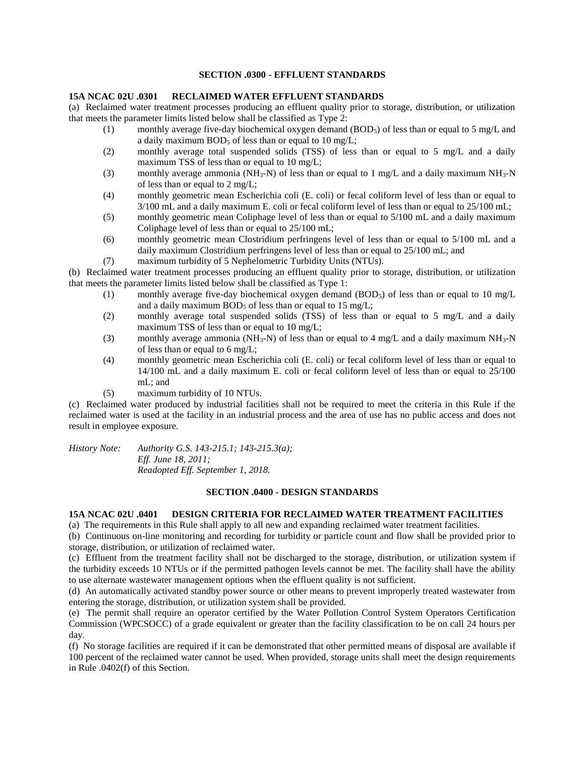## SECTION .0300 - EFFLUENT STANDARDS

**15A NCAC 02U .0301 RECLAIMED WATER EFFLUENT STANDARDS**

(a) Reclaimed water treatment processes producing an effluent quality prior to storage, distribution, or utilization that meets the parameter limits listed below shall be classified as Type 2:

- (1) monthly average five-day biochemical oxygen demand ($BOD_5$) of less than or equal to 5 mg/L and a daily maximum $BOD_5$ of less than or equal to 10 mg/L;
- (2) monthly average total suspended solids (TSS) of less than or equal to 5 mg/L and a daily maximum TSS of less than or equal to 10 mg/L;
- (3) monthly average ammonia ($NH_3$-N) of less than or equal to 1 mg/L and a daily maximum $NH_3$-N of less than or equal to 2 mg/L;
- (4) monthly geometric mean Escherichia coli (E. coli) or fecal coliform level of less than or equal to 3/100 mL and a daily maximum E. coli or fecal coliform level of less than or equal to 25/100 mL;
- (5) monthly geometric mean Coliphage level of less than or equal to 5/100 mL and a daily maximum Coliphage level of less than or equal to 25/100 mL;
- (6) monthly geometric mean Clostridium perfringens level of less than or equal to 5/100 mL and a daily maximum Clostridium perfringens level of less than or equal to 25/100 mL; and
- (7) maximum turbidity of 5 Nephelometric Turbidity Units (NTUs).

(b) Reclaimed water treatment processes producing an effluent quality prior to storage, distribution, or utilization that meets the parameter limits listed below shall be classified as Type 1:

- (1) monthly average five-day biochemical oxygen demand ($BOD_5$) of less than or equal to 10 mg/L and a daily maximum $BOD_5$ of less than or equal to 15 mg/L;
- (2) monthly average total suspended solids (TSS) of less than or equal to 5 mg/L and a daily maximum TSS of less than or equal to 10 mg/L;
- (3) monthly average ammonia ($NH_3$-N) of less than or equal to 4 mg/L and a daily maximum $NH_3$-N of less than or equal to 6 mg/L;
- (4) monthly geometric mean Escherichia coli (E. coli) or fecal coliform level of less than or equal to 14/100 mL and a daily maximum E. coli or fecal coliform level of less than or equal to 25/100 mL; and
- (5) maximum turbidity of 10 NTUs.

(c) Reclaimed water produced by industrial facilities shall not be required to meet the criteria in this Rule if the reclaimed water is used at the facility in an industrial process and the area of use has no public access and does not result in employee exposure.

*History Note: Authority G.S. 143-215.1; 143-215.3(a);*
*Eff. June 18, 2011;*
*Readopted Eff. September 1, 2018.*

## SECTION .0400 - DESIGN STANDARDS

**15A NCAC 02U .0401 DESIGN CRITERIA FOR RECLAIMED WATER TREATMENT FACILITIES**

(a) The requirements in this Rule shall apply to all new and expanding reclaimed water treatment facilities.

(b) Continuous on-line monitoring and recording for turbidity or particle count and flow shall be provided prior to storage, distribution, or utilization of reclaimed water.

(c) Effluent from the treatment facility shall not be discharged to the storage, distribution, or utilization system if the turbidity exceeds 10 NTUs or if the permitted pathogen levels cannot be met. The facility shall have the ability to use alternate wastewater management options when the effluent quality is not sufficient.

(d) An automatically activated standby power source or other means to prevent improperly treated wastewater from entering the storage, distribution, or utilization system shall be provided.

(e) The permit shall require an operator certified by the Water Pollution Control System Operators Certification Commission (WPCSOCC) of a grade equivalent or greater than the facility classification to be on call 24 hours per day.

(f) No storage facilities are required if it can be demonstrated that other permitted means of disposal are available if 100 percent of the reclaimed water cannot be used. When provided, storage units shall meet the design requirements in Rule .0402(f) of this Section.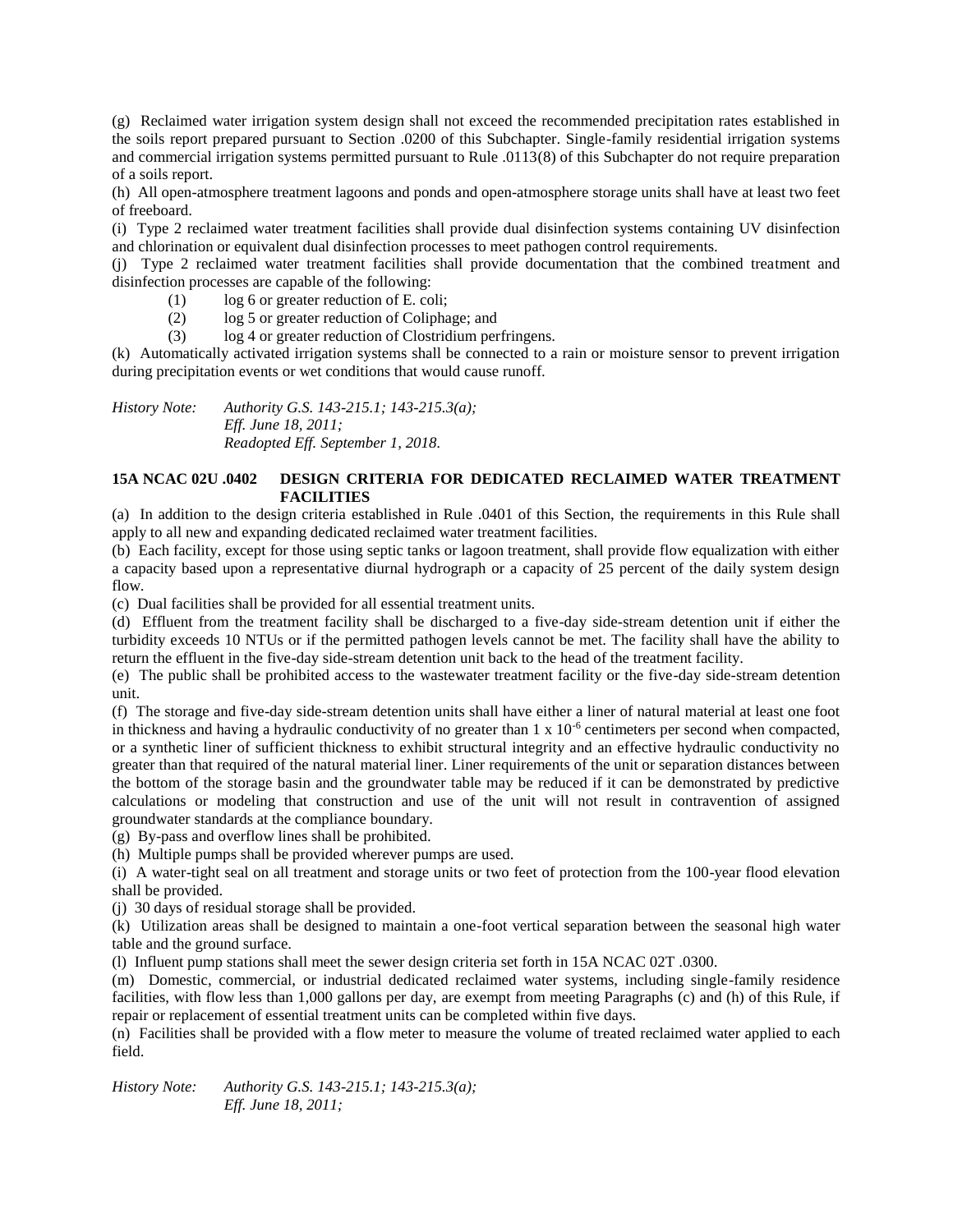(g) Reclaimed water irrigation system design shall not exceed the recommended precipitation rates established in the soils report prepared pursuant to Section .0200 of this Subchapter. Single-family residential irrigation systems and commercial irrigation systems permitted pursuant to Rule .0113(8) of this Subchapter do not require preparation of a soils report.

(h) All open-atmosphere treatment lagoons and ponds and open-atmosphere storage units shall have at least two feet of freeboard.

(i) Type 2 reclaimed water treatment facilities shall provide dual disinfection systems containing UV disinfection and chlorination or equivalent dual disinfection processes to meet pathogen control requirements.

(j) Type 2 reclaimed water treatment facilities shall provide documentation that the combined treatment and disinfection processes are capable of the following:

- (1) log 6 or greater reduction of E. coli;
- (2) log 5 or greater reduction of Coliphage; and
- (3) log 4 or greater reduction of Clostridium perfringens.

(k) Automatically activated irrigation systems shall be connected to a rain or moisture sensor to prevent irrigation during precipitation events or wet conditions that would cause runoff.

*History Note: Authority G.S. 143-215.1; 143-215.3(a);*
*Eff. June 18, 2011;*
*Readopted Eff. September 1, 2018.*

**15A NCAC 02U .0402 DESIGN CRITERIA FOR DEDICATED RECLAIMED WATER TREATMENT FACILITIES**

(a) In addition to the design criteria established in Rule .0401 of this Section, the requirements in this Rule shall apply to all new and expanding dedicated reclaimed water treatment facilities.

(b) Each facility, except for those using septic tanks or lagoon treatment, shall provide flow equalization with either a capacity based upon a representative diurnal hydrograph or a capacity of 25 percent of the daily system design flow.

(c) Dual facilities shall be provided for all essential treatment units.

(d) Effluent from the treatment facility shall be discharged to a five-day side-stream detention unit if either the turbidity exceeds 10 NTUs or if the permitted pathogen levels cannot be met. The facility shall have the ability to return the effluent in the five-day side-stream detention unit back to the head of the treatment facility.

(e) The public shall be prohibited access to the wastewater treatment facility or the five-day side-stream detention unit.

(f) The storage and five-day side-stream detention units shall have either a liner of natural material at least one foot in thickness and having a hydraulic conductivity of no greater than $1 \times 10^{-6}$ centimeters per second when compacted, or a synthetic liner of sufficient thickness to exhibit structural integrity and an effective hydraulic conductivity no greater than that required of the natural material liner. Liner requirements of the unit or separation distances between the bottom of the storage basin and the groundwater table may be reduced if it can be demonstrated by predictive calculations or modeling that construction and use of the unit will not result in contravention of assigned groundwater standards at the compliance boundary.

(g) By-pass and overflow lines shall be prohibited.

(h) Multiple pumps shall be provided wherever pumps are used.

(i) A water-tight seal on all treatment and storage units or two feet of protection from the 100-year flood elevation shall be provided.

(j) 30 days of residual storage shall be provided.

(k) Utilization areas shall be designed to maintain a one-foot vertical separation between the seasonal high water table and the ground surface.

(l) Influent pump stations shall meet the sewer design criteria set forth in 15A NCAC 02T .0300.

(m) Domestic, commercial, or industrial dedicated reclaimed water systems, including single-family residence facilities, with flow less than 1,000 gallons per day, are exempt from meeting Paragraphs (c) and (h) of this Rule, if repair or replacement of essential treatment units can be completed within five days.

(n) Facilities shall be provided with a flow meter to measure the volume of treated reclaimed water applied to each field.

*History Note: Authority G.S. 143-215.1; 143-215.3(a);*
*Eff. June 18, 2011;*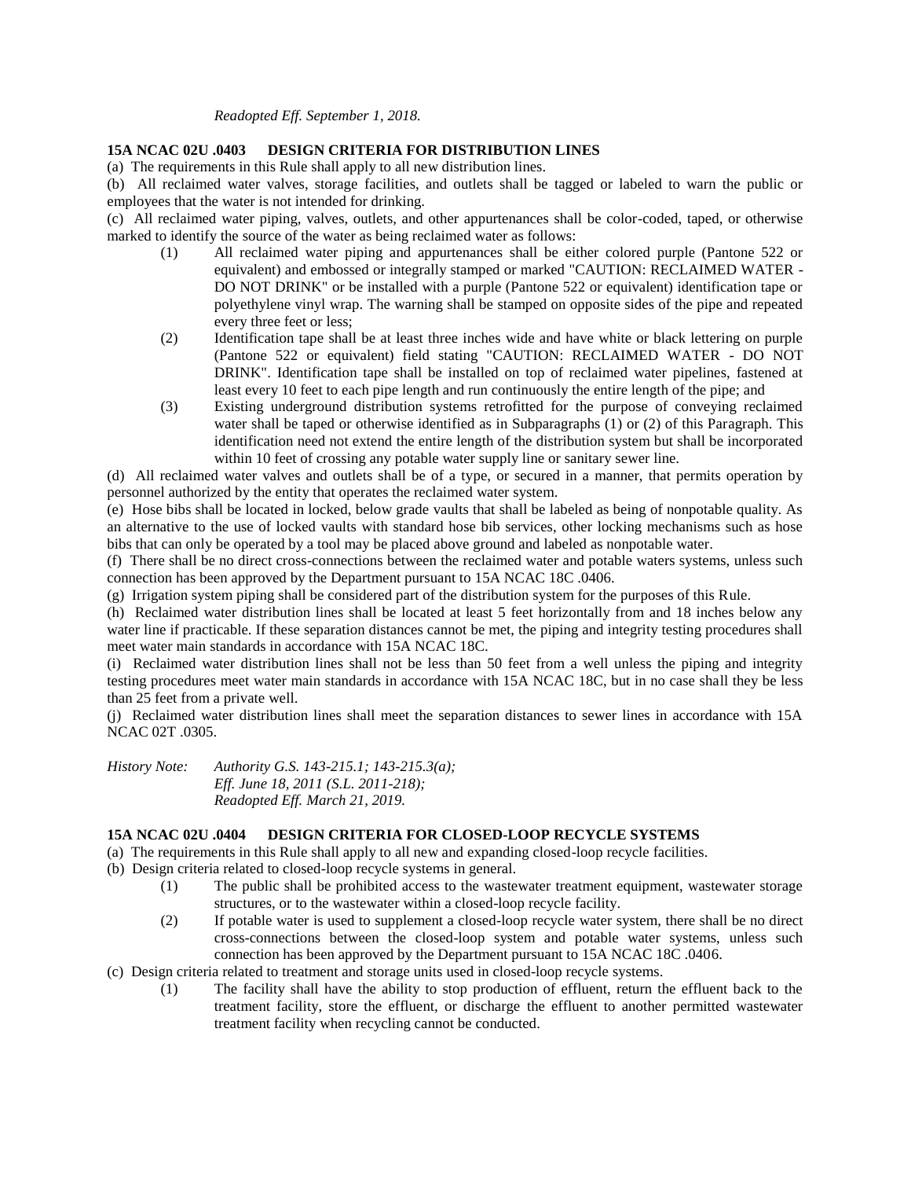*Readopted Eff. September 1, 2018.*

**15A NCAC 02U .0403 DESIGN CRITERIA FOR DISTRIBUTION LINES**

(a) The requirements in this Rule shall apply to all new distribution lines.

(b) All reclaimed water valves, storage facilities, and outlets shall be tagged or labeled to warn the public or employees that the water is not intended for drinking.

(c) All reclaimed water piping, valves, outlets, and other appurtenances shall be color-coded, taped, or otherwise marked to identify the source of the water as being reclaimed water as follows:

(1) All reclaimed water piping and appurtenances shall be either colored purple (Pantone 522 or equivalent) and embossed or integrally stamped or marked "CAUTION: RECLAIMED WATER - DO NOT DRINK" or be installed with a purple (Pantone 522 or equivalent) identification tape or polyethylene vinyl wrap. The warning shall be stamped on opposite sides of the pipe and repeated every three feet or less;

(2) Identification tape shall be at least three inches wide and have white or black lettering on purple (Pantone 522 or equivalent) field stating "CAUTION: RECLAIMED WATER - DO NOT DRINK". Identification tape shall be installed on top of reclaimed water pipelines, fastened at least every 10 feet to each pipe length and run continuously the entire length of the pipe; and

(3) Existing underground distribution systems retrofitted for the purpose of conveying reclaimed water shall be taped or otherwise identified as in Subparagraphs (1) or (2) of this Paragraph. This identification need not extend the entire length of the distribution system but shall be incorporated within 10 feet of crossing any potable water supply line or sanitary sewer line.

(d) All reclaimed water valves and outlets shall be of a type, or secured in a manner, that permits operation by personnel authorized by the entity that operates the reclaimed water system.

(e) Hose bibs shall be located in locked, below grade vaults that shall be labeled as being of nonpotable quality. As an alternative to the use of locked vaults with standard hose bib services, other locking mechanisms such as hose bibs that can only be operated by a tool may be placed above ground and labeled as nonpotable water.

(f) There shall be no direct cross-connections between the reclaimed water and potable waters systems, unless such connection has been approved by the Department pursuant to 15A NCAC 18C .0406.

(g) Irrigation system piping shall be considered part of the distribution system for the purposes of this Rule.

(h) Reclaimed water distribution lines shall be located at least 5 feet horizontally from and 18 inches below any water line if practicable. If these separation distances cannot be met, the piping and integrity testing procedures shall meet water main standards in accordance with 15A NCAC 18C.

(i) Reclaimed water distribution lines shall not be less than 50 feet from a well unless the piping and integrity testing procedures meet water main standards in accordance with 15A NCAC 18C, but in no case shall they be less than 25 feet from a private well.

(j) Reclaimed water distribution lines shall meet the separation distances to sewer lines in accordance with 15A NCAC 02T .0305.

*History Note: Authority G.S. 143-215.1; 143-215.3(a);*
*Eff. June 18, 2011 (S.L. 2011-218);*
*Readopted Eff. March 21, 2019.*

**15A NCAC 02U .0404 DESIGN CRITERIA FOR CLOSED-LOOP RECYCLE SYSTEMS**

(a) The requirements in this Rule shall apply to all new and expanding closed-loop recycle facilities.

(b) Design criteria related to closed-loop recycle systems in general.

(1) The public shall be prohibited access to the wastewater treatment equipment, wastewater storage structures, or to the wastewater within a closed-loop recycle facility.

(2) If potable water is used to supplement a closed-loop recycle water system, there shall be no direct cross-connections between the closed-loop system and potable water systems, unless such connection has been approved by the Department pursuant to 15A NCAC 18C .0406.

(c) Design criteria related to treatment and storage units used in closed-loop recycle systems.

(1) The facility shall have the ability to stop production of effluent, return the effluent back to the treatment facility, store the effluent, or discharge the effluent to another permitted wastewater treatment facility when recycling cannot be conducted.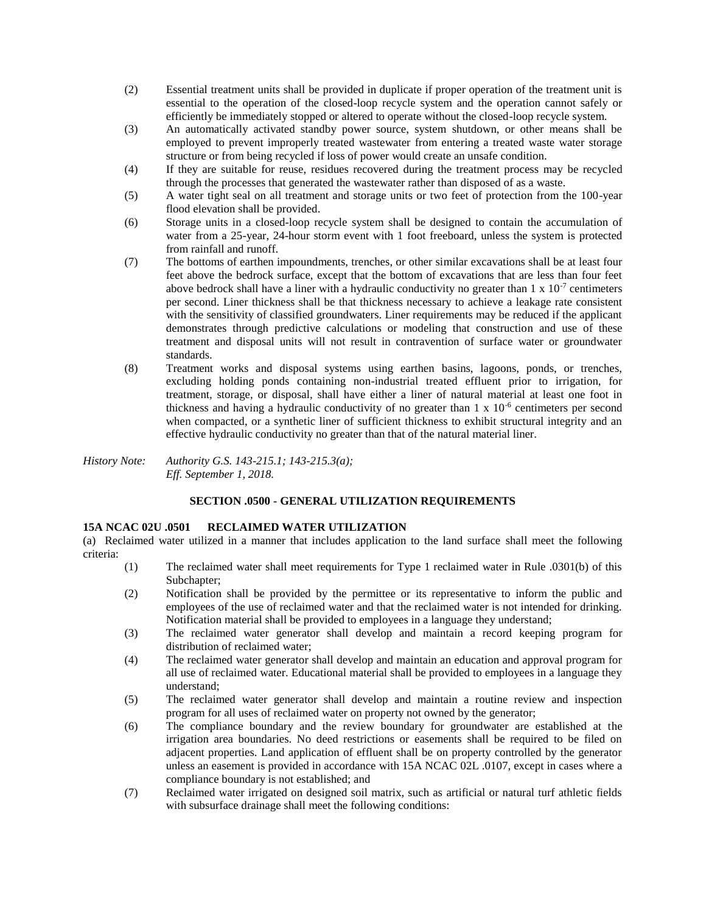(2) Essential treatment units shall be provided in duplicate if proper operation of the treatment unit is essential to the operation of the closed-loop recycle system and the operation cannot safely or efficiently be immediately stopped or altered to operate without the closed-loop recycle system.

(3) An automatically activated standby power source, system shutdown, or other means shall be employed to prevent improperly treated wastewater from entering a treated waste water storage structure or from being recycled if loss of power would create an unsafe condition.

(4) If they are suitable for reuse, residues recovered during the treatment process may be recycled through the processes that generated the wastewater rather than disposed of as a waste.

(5) A water tight seal on all treatment and storage units or two feet of protection from the 100-year flood elevation shall be provided.

(6) Storage units in a closed-loop recycle system shall be designed to contain the accumulation of water from a 25-year, 24-hour storm event with 1 foot freeboard, unless the system is protected from rainfall and runoff.

(7) The bottoms of earthen impoundments, trenches, or other similar excavations shall be at least four feet above the bedrock surface, except that the bottom of excavations that are less than four feet above bedrock shall have a liner with a hydraulic conductivity no greater than $1 \times 10^{-7}$ centimeters per second. Liner thickness shall be that thickness necessary to achieve a leakage rate consistent with the sensitivity of classified groundwaters. Liner requirements may be reduced if the applicant demonstrates through predictive calculations or modeling that construction and use of these treatment and disposal units will not result in contravention of surface water or groundwater standards.

(8) Treatment works and disposal systems using earthen basins, lagoons, ponds, or trenches, excluding holding ponds containing non-industrial treated effluent prior to irrigation, for treatment, storage, or disposal, shall have either a liner of natural material at least one foot in thickness and having a hydraulic conductivity of no greater than $1 \times 10^{-6}$ centimeters per second when compacted, or a synthetic liner of sufficient thickness to exhibit structural integrity and an effective hydraulic conductivity no greater than that of the natural material liner.

*History Note: Authority G.S. 143-215.1; 143-215.3(a);*
*Eff. September 1, 2018.*

## SECTION .0500 - GENERAL UTILIZATION REQUIREMENTS

### 15A NCAC 02U .0501 RECLAIMED WATER UTILIZATION

(a) Reclaimed water utilized in a manner that includes application to the land surface shall meet the following criteria:

(1) The reclaimed water shall meet requirements for Type 1 reclaimed water in Rule .0301(b) of this Subchapter;

(2) Notification shall be provided by the permittee or its representative to inform the public and employees of the use of reclaimed water and that the reclaimed water is not intended for drinking. Notification material shall be provided to employees in a language they understand;

(3) The reclaimed water generator shall develop and maintain a record keeping program for distribution of reclaimed water;

(4) The reclaimed water generator shall develop and maintain an education and approval program for all use of reclaimed water. Educational material shall be provided to employees in a language they understand;

(5) The reclaimed water generator shall develop and maintain a routine review and inspection program for all uses of reclaimed water on property not owned by the generator;

(6) The compliance boundary and the review boundary for groundwater are established at the irrigation area boundaries. No deed restrictions or easements shall be required to be filed on adjacent properties. Land application of effluent shall be on property controlled by the generator unless an easement is provided in accordance with 15A NCAC 02L .0107, except in cases where a compliance boundary is not established; and

(7) Reclaimed water irrigated on designed soil matrix, such as artificial or natural turf athletic fields with subsurface drainage shall meet the following conditions: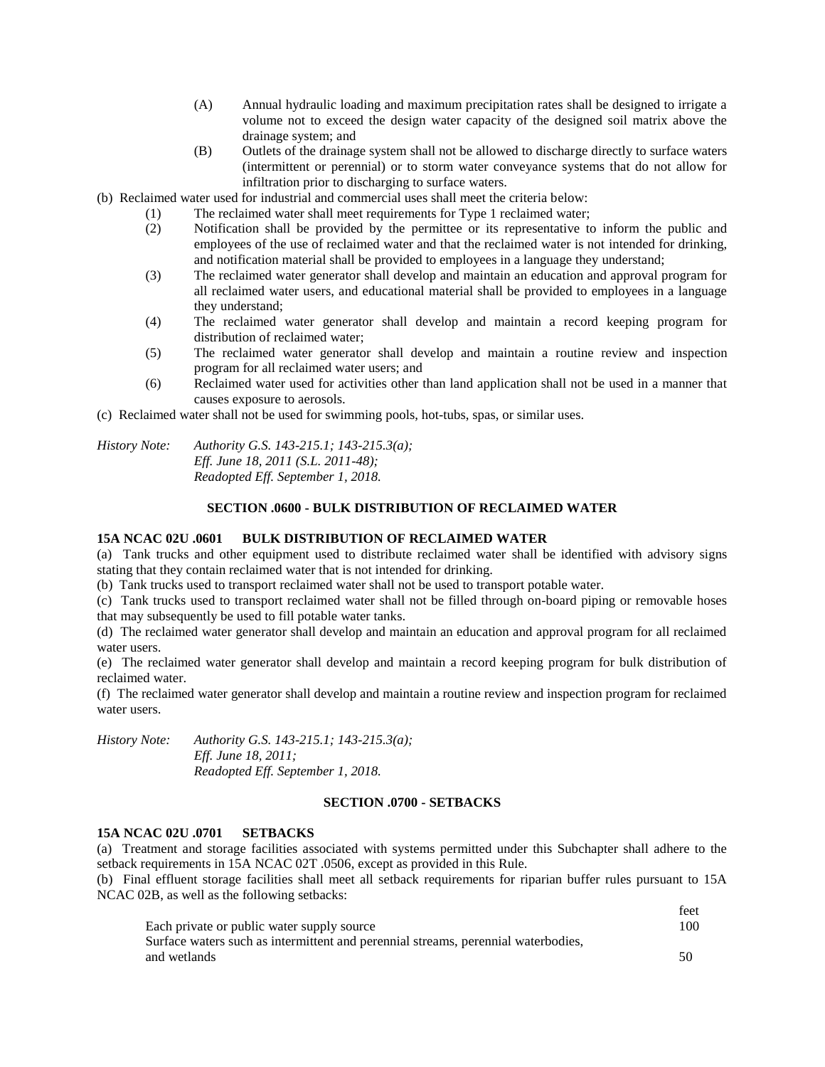(A) Annual hydraulic loading and maximum precipitation rates shall be designed to irrigate a volume not to exceed the design water capacity of the designed soil matrix above the drainage system; and

(B) Outlets of the drainage system shall not be allowed to discharge directly to surface waters (intermittent or perennial) or to storm water conveyance systems that do not allow for infiltration prior to discharging to surface waters.

(b) Reclaimed water used for industrial and commercial uses shall meet the criteria below:

(1) The reclaimed water shall meet requirements for Type 1 reclaimed water;

(2) Notification shall be provided by the permittee or its representative to inform the public and employees of the use of reclaimed water and that the reclaimed water is not intended for drinking, and notification material shall be provided to employees in a language they understand;

(3) The reclaimed water generator shall develop and maintain an education and approval program for all reclaimed water users, and educational material shall be provided to employees in a language they understand;

(4) The reclaimed water generator shall develop and maintain a record keeping program for distribution of reclaimed water;

(5) The reclaimed water generator shall develop and maintain a routine review and inspection program for all reclaimed water users; and

(6) Reclaimed water used for activities other than land application shall not be used in a manner that causes exposure to aerosols.

(c) Reclaimed water shall not be used for swimming pools, hot-tubs, spas, or similar uses.

*History Note: Authority G.S. 143-215.1; 143-215.3(a);*
*Eff. June 18, 2011 (S.L. 2011-48);*
*Readopted Eff. September 1, 2018.*

## SECTION .0600 - BULK DISTRIBUTION OF RECLAIMED WATER

### 15A NCAC 02U .0601 BULK DISTRIBUTION OF RECLAIMED WATER

(a) Tank trucks and other equipment used to distribute reclaimed water shall be identified with advisory signs stating that they contain reclaimed water that is not intended for drinking.

(b) Tank trucks used to transport reclaimed water shall not be used to transport potable water.

(c) Tank trucks used to transport reclaimed water shall not be filled through on-board piping or removable hoses that may subsequently be used to fill potable water tanks.

(d) The reclaimed water generator shall develop and maintain an education and approval program for all reclaimed water users.

(e) The reclaimed water generator shall develop and maintain a record keeping program for bulk distribution of reclaimed water.

(f) The reclaimed water generator shall develop and maintain a routine review and inspection program for reclaimed water users.

*History Note: Authority G.S. 143-215.1; 143-215.3(a);*
*Eff. June 18, 2011;*
*Readopted Eff. September 1, 2018.*

## SECTION .0700 - SETBACKS

### 15A NCAC 02U .0701 SETBACKS

(a) Treatment and storage facilities associated with systems permitted under this Subchapter shall adhere to the setback requirements in 15A NCAC 02T .0506, except as provided in this Rule.

(b) Final effluent storage facilities shall meet all setback requirements for riparian buffer rules pursuant to 15A NCAC 02B, as well as the following setbacks:

| | feet |
|---|---|
| Each private or public water supply source | 100 |
| Surface waters such as intermittent and perennial streams, perennial waterbodies, and wetlands | 50 |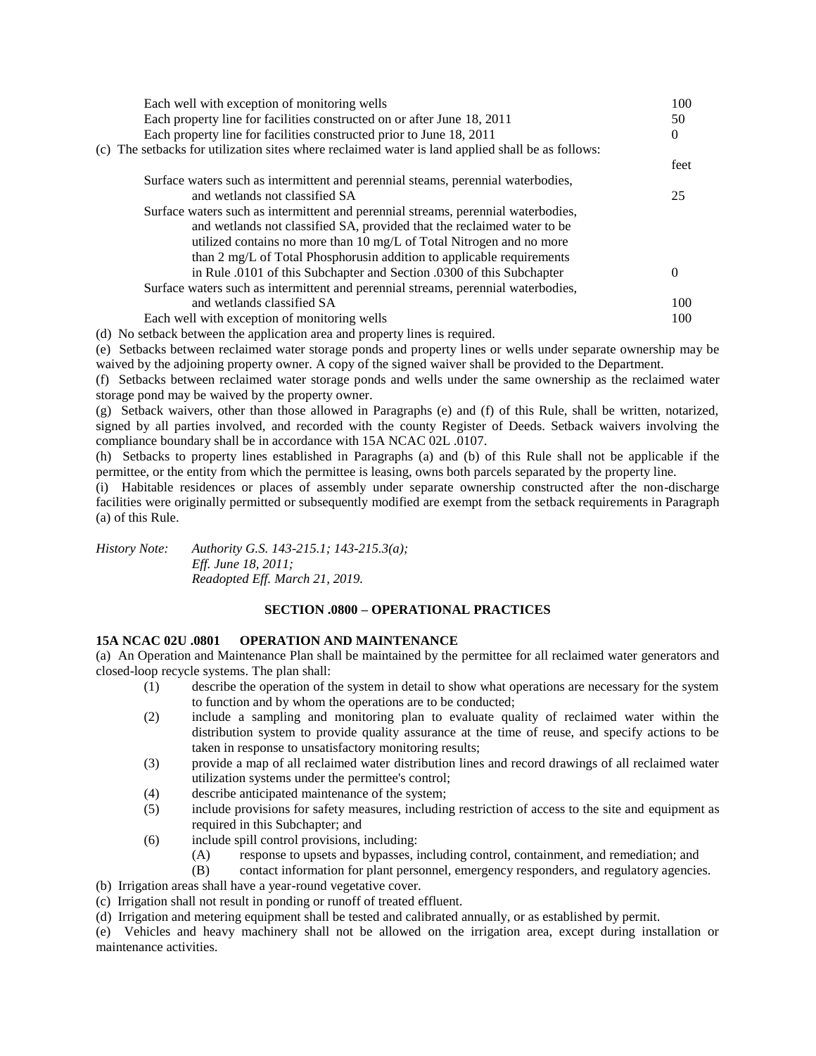| | |
|---|---|
| Each well with exception of monitoring wells | 100 |
| Each property line for facilities constructed on or after June 18, 2011 | 50 |
| Each property line for facilities constructed prior to June 18, 2011 | 0 |

(c) The setbacks for utilization sites where reclaimed water is land applied shall be as follows:

| | feet |
|---|---|
| Surface waters such as intermittent and perennial steams, perennial waterbodies, and wetlands not classified SA | 25 |
| Surface waters such as intermittent and perennial streams, perennial waterbodies, and wetlands not classified SA, provided that the reclaimed water to be utilized contains no more than 10 mg/L of Total Nitrogen and no more than 2 mg/L of Total Phosphorusin addition to applicable requirements in Rule .0101 of this Subchapter and Section .0300 of this Subchapter | 0 |
| Surface waters such as intermittent and perennial streams, perennial waterbodies, and wetlands classified SA | 100 |
| Each well with exception of monitoring wells | 100 |

(d) No setback between the application area and property lines is required.

(e) Setbacks between reclaimed water storage ponds and property lines or wells under separate ownership may be waived by the adjoining property owner. A copy of the signed waiver shall be provided to the Department.

(f) Setbacks between reclaimed water storage ponds and wells under the same ownership as the reclaimed water storage pond may be waived by the property owner.

(g) Setback waivers, other than those allowed in Paragraphs (e) and (f) of this Rule, shall be written, notarized, signed by all parties involved, and recorded with the county Register of Deeds. Setback waivers involving the compliance boundary shall be in accordance with 15A NCAC 02L .0107.

(h) Setbacks to property lines established in Paragraphs (a) and (b) of this Rule shall not be applicable if the permittee, or the entity from which the permittee is leasing, owns both parcels separated by the property line.

(i) Habitable residences or places of assembly under separate ownership constructed after the non-discharge facilities were originally permitted or subsequently modified are exempt from the setback requirements in Paragraph (a) of this Rule.

*History Note: Authority G.S. 143-215.1; 143-215.3(a);*
*Eff. June 18, 2011;*
*Readopted Eff. March 21, 2019.*

## SECTION .0800 – OPERATIONAL PRACTICES

### 15A NCAC 02U .0801 OPERATION AND MAINTENANCE

(a) An Operation and Maintenance Plan shall be maintained by the permittee for all reclaimed water generators and closed-loop recycle systems. The plan shall:

- (1) describe the operation of the system in detail to show what operations are necessary for the system to function and by whom the operations are to be conducted;
- (2) include a sampling and monitoring plan to evaluate quality of reclaimed water within the distribution system to provide quality assurance at the time of reuse, and specify actions to be taken in response to unsatisfactory monitoring results;
- (3) provide a map of all reclaimed water distribution lines and record drawings of all reclaimed water utilization systems under the permittee's control;
- (4) describe anticipated maintenance of the system;
- (5) include provisions for safety measures, including restriction of access to the site and equipment as required in this Subchapter; and
- (6) include spill control provisions, including:
  - (A) response to upsets and bypasses, including control, containment, and remediation; and
  - (B) contact information for plant personnel, emergency responders, and regulatory agencies.

(b) Irrigation areas shall have a year-round vegetative cover.

(c) Irrigation shall not result in ponding or runoff of treated effluent.

(d) Irrigation and metering equipment shall be tested and calibrated annually, or as established by permit.

(e) Vehicles and heavy machinery shall not be allowed on the irrigation area, except during installation or maintenance activities.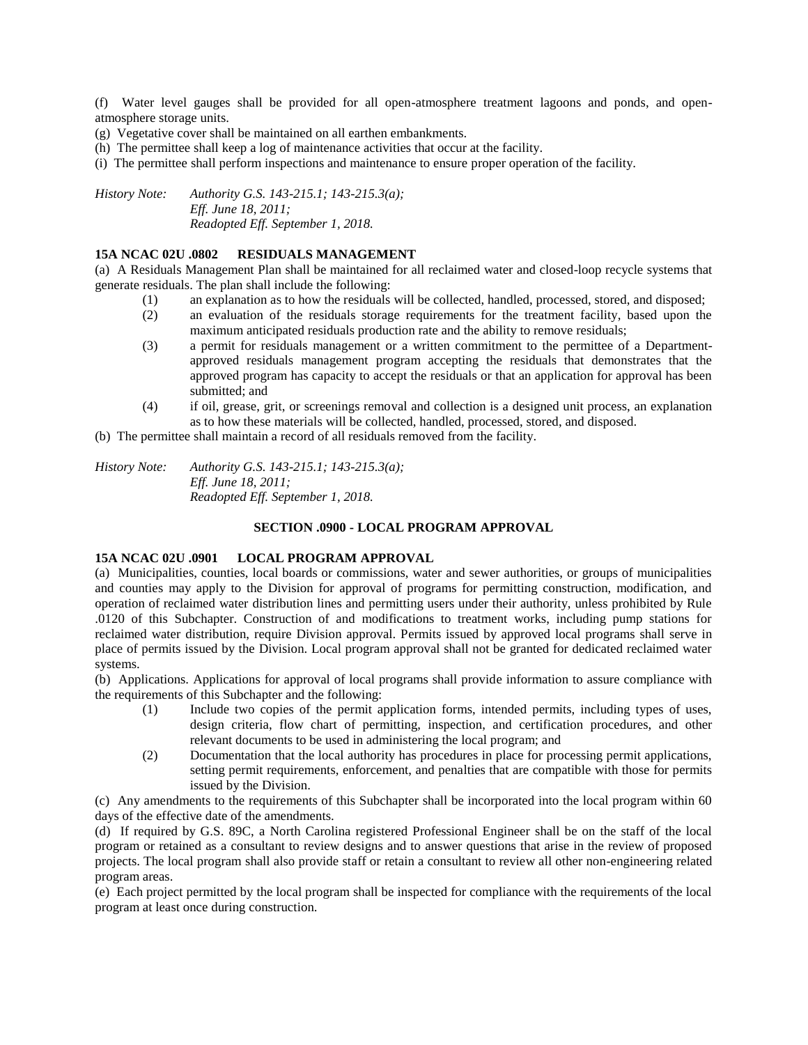(f) Water level gauges shall be provided for all open-atmosphere treatment lagoons and ponds, and open-atmosphere storage units.

(g) Vegetative cover shall be maintained on all earthen embankments.

(h) The permittee shall keep a log of maintenance activities that occur at the facility.

(i) The permittee shall perform inspections and maintenance to ensure proper operation of the facility.

*History Note: Authority G.S. 143-215.1; 143-215.3(a);*
*Eff. June 18, 2011;*
*Readopted Eff. September 1, 2018.*

**15A NCAC 02U .0802 RESIDUALS MANAGEMENT**

(a) A Residuals Management Plan shall be maintained for all reclaimed water and closed-loop recycle systems that generate residuals. The plan shall include the following:

(1) an explanation as to how the residuals will be collected, handled, processed, stored, and disposed;

(2) an evaluation of the residuals storage requirements for the treatment facility, based upon the maximum anticipated residuals production rate and the ability to remove residuals;

(3) a permit for residuals management or a written commitment to the permittee of a Department-approved residuals management program accepting the residuals that demonstrates that the approved program has capacity to accept the residuals or that an application for approval has been submitted; and

(4) if oil, grease, grit, or screenings removal and collection is a designed unit process, an explanation as to how these materials will be collected, handled, processed, stored, and disposed.

(b) The permittee shall maintain a record of all residuals removed from the facility.

*History Note: Authority G.S. 143-215.1; 143-215.3(a);*
*Eff. June 18, 2011;*
*Readopted Eff. September 1, 2018.*

## SECTION .0900 - LOCAL PROGRAM APPROVAL

**15A NCAC 02U .0901 LOCAL PROGRAM APPROVAL**

(a) Municipalities, counties, local boards or commissions, water and sewer authorities, or groups of municipalities and counties may apply to the Division for approval of programs for permitting construction, modification, and operation of reclaimed water distribution lines and permitting users under their authority, unless prohibited by Rule .0120 of this Subchapter. Construction of and modifications to treatment works, including pump stations for reclaimed water distribution, require Division approval. Permits issued by approved local programs shall serve in place of permits issued by the Division. Local program approval shall not be granted for dedicated reclaimed water systems.

(b) Applications. Applications for approval of local programs shall provide information to assure compliance with the requirements of this Subchapter and the following:

(1) Include two copies of the permit application forms, intended permits, including types of uses, design criteria, flow chart of permitting, inspection, and certification procedures, and other relevant documents to be used in administering the local program; and

(2) Documentation that the local authority has procedures in place for processing permit applications, setting permit requirements, enforcement, and penalties that are compatible with those for permits issued by the Division.

(c) Any amendments to the requirements of this Subchapter shall be incorporated into the local program within 60 days of the effective date of the amendments.

(d) If required by G.S. 89C, a North Carolina registered Professional Engineer shall be on the staff of the local program or retained as a consultant to review designs and to answer questions that arise in the review of proposed projects. The local program shall also provide staff or retain a consultant to review all other non-engineering related program areas.

(e) Each project permitted by the local program shall be inspected for compliance with the requirements of the local program at least once during construction.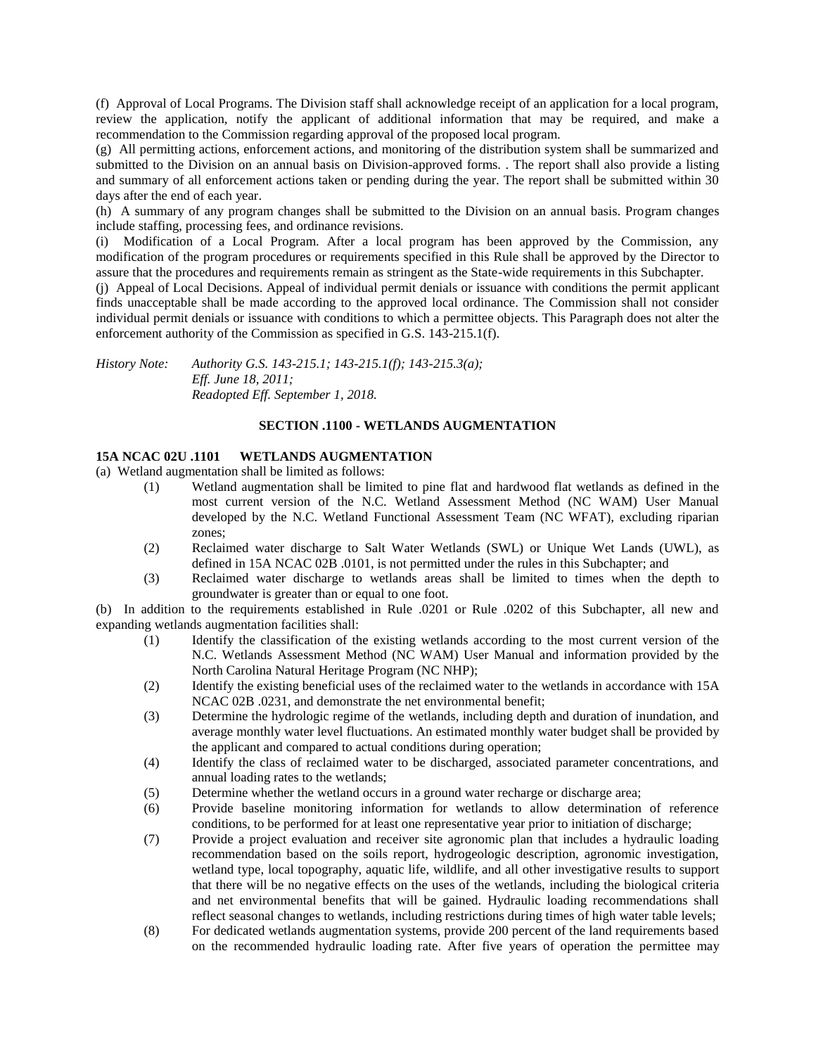(f) Approval of Local Programs. The Division staff shall acknowledge receipt of an application for a local program, review the application, notify the applicant of additional information that may be required, and make a recommendation to the Commission regarding approval of the proposed local program.

(g) All permitting actions, enforcement actions, and monitoring of the distribution system shall be summarized and submitted to the Division on an annual basis on Division-approved forms. . The report shall also provide a listing and summary of all enforcement actions taken or pending during the year. The report shall be submitted within 30 days after the end of each year.

(h) A summary of any program changes shall be submitted to the Division on an annual basis. Program changes include staffing, processing fees, and ordinance revisions.

(i) Modification of a Local Program. After a local program has been approved by the Commission, any modification of the program procedures or requirements specified in this Rule shall be approved by the Director to assure that the procedures and requirements remain as stringent as the State-wide requirements in this Subchapter.

(j) Appeal of Local Decisions. Appeal of individual permit denials or issuance with conditions the permit applicant finds unacceptable shall be made according to the approved local ordinance. The Commission shall not consider individual permit denials or issuance with conditions to which a permittee objects. This Paragraph does not alter the enforcement authority of the Commission as specified in G.S. 143-215.1(f).

*History Note: Authority G.S. 143-215.1; 143-215.1(f); 143-215.3(a);*
*Eff. June 18, 2011;*
*Readopted Eff. September 1, 2018.*

## SECTION .1100 - WETLANDS AUGMENTATION

### 15A NCAC 02U .1101 WETLANDS AUGMENTATION

(a) Wetland augmentation shall be limited as follows:

(1) Wetland augmentation shall be limited to pine flat and hardwood flat wetlands as defined in the most current version of the N.C. Wetland Assessment Method (NC WAM) User Manual developed by the N.C. Wetland Functional Assessment Team (NC WFAT), excluding riparian zones;

(2) Reclaimed water discharge to Salt Water Wetlands (SWL) or Unique Wet Lands (UWL), as defined in 15A NCAC 02B .0101, is not permitted under the rules in this Subchapter; and

(3) Reclaimed water discharge to wetlands areas shall be limited to times when the depth to groundwater is greater than or equal to one foot.

(b) In addition to the requirements established in Rule .0201 or Rule .0202 of this Subchapter, all new and expanding wetlands augmentation facilities shall:

(1) Identify the classification of the existing wetlands according to the most current version of the N.C. Wetlands Assessment Method (NC WAM) User Manual and information provided by the North Carolina Natural Heritage Program (NC NHP);

(2) Identify the existing beneficial uses of the reclaimed water to the wetlands in accordance with 15A NCAC 02B .0231, and demonstrate the net environmental benefit;

(3) Determine the hydrologic regime of the wetlands, including depth and duration of inundation, and average monthly water level fluctuations. An estimated monthly water budget shall be provided by the applicant and compared to actual conditions during operation;

(4) Identify the class of reclaimed water to be discharged, associated parameter concentrations, and annual loading rates to the wetlands;

(5) Determine whether the wetland occurs in a ground water recharge or discharge area;

(6) Provide baseline monitoring information for wetlands to allow determination of reference conditions, to be performed for at least one representative year prior to initiation of discharge;

(7) Provide a project evaluation and receiver site agronomic plan that includes a hydraulic loading recommendation based on the soils report, hydrogeologic description, agronomic investigation, wetland type, local topography, aquatic life, wildlife, and all other investigative results to support that there will be no negative effects on the uses of the wetlands, including the biological criteria and net environmental benefits that will be gained. Hydraulic loading recommendations shall reflect seasonal changes to wetlands, including restrictions during times of high water table levels;

(8) For dedicated wetlands augmentation systems, provide 200 percent of the land requirements based on the recommended hydraulic loading rate. After five years of operation the permittee may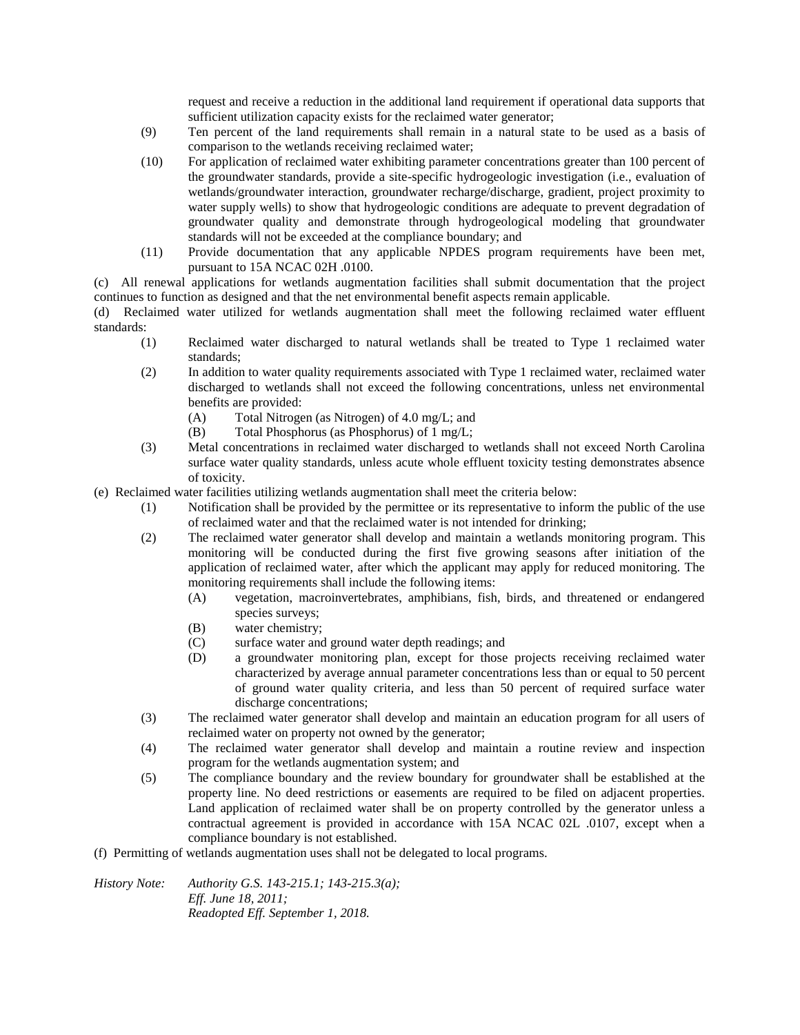request and receive a reduction in the additional land requirement if operational data supports that sufficient utilization capacity exists for the reclaimed water generator;

(9) Ten percent of the land requirements shall remain in a natural state to be used as a basis of comparison to the wetlands receiving reclaimed water;

(10) For application of reclaimed water exhibiting parameter concentrations greater than 100 percent of the groundwater standards, provide a site-specific hydrogeologic investigation (i.e., evaluation of wetlands/groundwater interaction, groundwater recharge/discharge, gradient, project proximity to water supply wells) to show that hydrogeologic conditions are adequate to prevent degradation of groundwater quality and demonstrate through hydrogeological modeling that groundwater standards will not be exceeded at the compliance boundary; and

(11) Provide documentation that any applicable NPDES program requirements have been met, pursuant to 15A NCAC 02H .0100.

(c) All renewal applications for wetlands augmentation facilities shall submit documentation that the project continues to function as designed and that the net environmental benefit aspects remain applicable.

(d) Reclaimed water utilized for wetlands augmentation shall meet the following reclaimed water effluent standards:

(1) Reclaimed water discharged to natural wetlands shall be treated to Type 1 reclaimed water standards;

(2) In addition to water quality requirements associated with Type 1 reclaimed water, reclaimed water discharged to wetlands shall not exceed the following concentrations, unless net environmental benefits are provided:

(A) Total Nitrogen (as Nitrogen) of 4.0 mg/L; and

(B) Total Phosphorus (as Phosphorus) of 1 mg/L;

(3) Metal concentrations in reclaimed water discharged to wetlands shall not exceed North Carolina surface water quality standards, unless acute whole effluent toxicity testing demonstrates absence of toxicity.

(e) Reclaimed water facilities utilizing wetlands augmentation shall meet the criteria below:

(1) Notification shall be provided by the permittee or its representative to inform the public of the use of reclaimed water and that the reclaimed water is not intended for drinking;

(2) The reclaimed water generator shall develop and maintain a wetlands monitoring program. This monitoring will be conducted during the first five growing seasons after initiation of the application of reclaimed water, after which the applicant may apply for reduced monitoring. The monitoring requirements shall include the following items:

(A) vegetation, macroinvertebrates, amphibians, fish, birds, and threatened or endangered species surveys;

(B) water chemistry;

(C) surface water and ground water depth readings; and

(D) a groundwater monitoring plan, except for those projects receiving reclaimed water characterized by average annual parameter concentrations less than or equal to 50 percent of ground water quality criteria, and less than 50 percent of required surface water discharge concentrations;

(3) The reclaimed water generator shall develop and maintain an education program for all users of reclaimed water on property not owned by the generator;

(4) The reclaimed water generator shall develop and maintain a routine review and inspection program for the wetlands augmentation system; and

(5) The compliance boundary and the review boundary for groundwater shall be established at the property line. No deed restrictions or easements are required to be filed on adjacent properties. Land application of reclaimed water shall be on property controlled by the generator unless a contractual agreement is provided in accordance with 15A NCAC 02L .0107, except when a compliance boundary is not established.

(f) Permitting of wetlands augmentation uses shall not be delegated to local programs.

*History Note: Authority G.S. 143-215.1; 143-215.3(a);*
*Eff. June 18, 2011;*
*Readopted Eff. September 1, 2018.*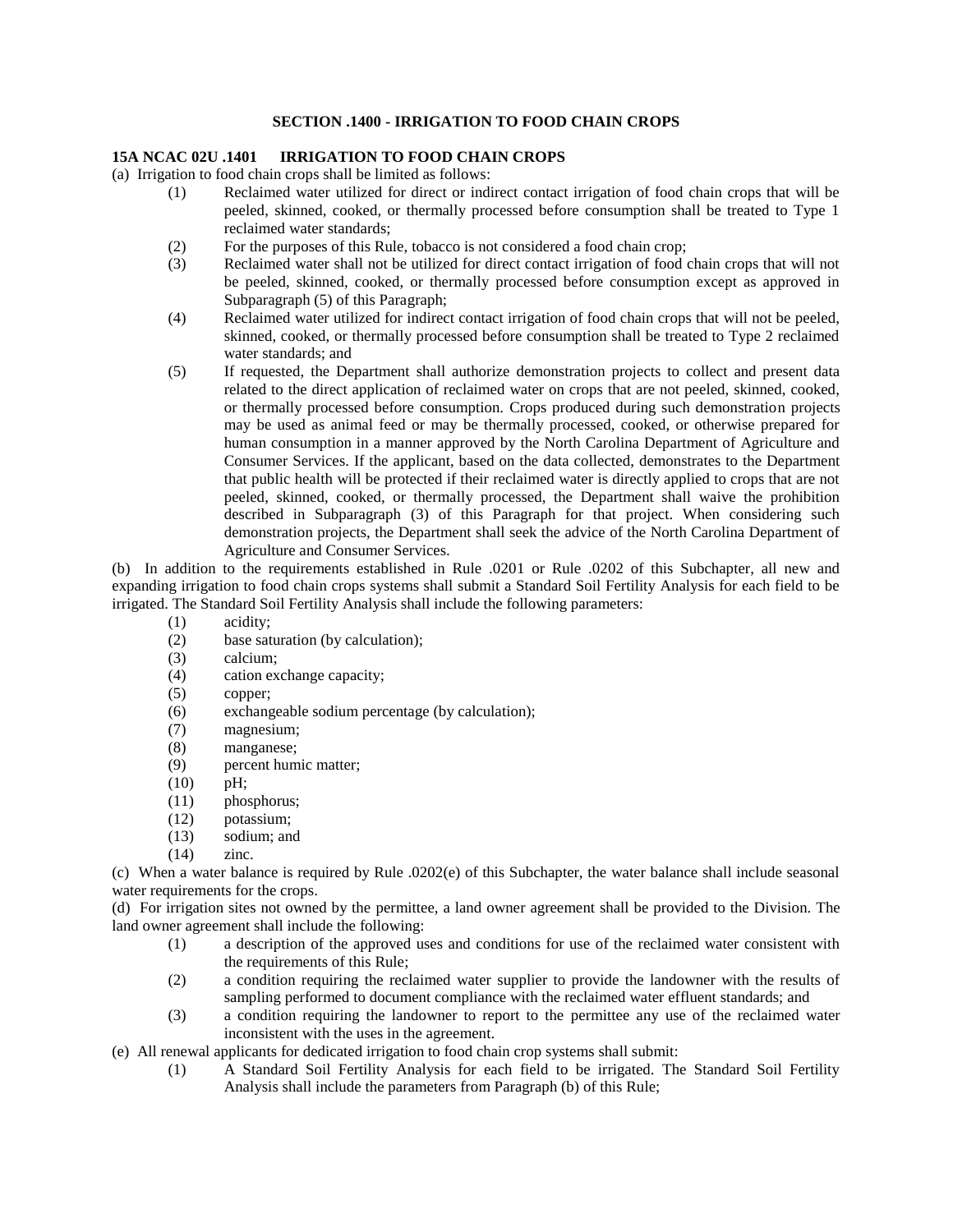## SECTION .1400 - IRRIGATION TO FOOD CHAIN CROPS

### 15A NCAC 02U .1401 IRRIGATION TO FOOD CHAIN CROPS

(a) Irrigation to food chain crops shall be limited as follows:

- (1) Reclaimed water utilized for direct or indirect contact irrigation of food chain crops that will be peeled, skinned, cooked, or thermally processed before consumption shall be treated to Type 1 reclaimed water standards;
- (2) For the purposes of this Rule, tobacco is not considered a food chain crop;
- (3) Reclaimed water shall not be utilized for direct contact irrigation of food chain crops that will not be peeled, skinned, cooked, or thermally processed before consumption except as approved in Subparagraph (5) of this Paragraph;
- (4) Reclaimed water utilized for indirect contact irrigation of food chain crops that will not be peeled, skinned, cooked, or thermally processed before consumption shall be treated to Type 2 reclaimed water standards; and
- (5) If requested, the Department shall authorize demonstration projects to collect and present data related to the direct application of reclaimed water on crops that are not peeled, skinned, cooked, or thermally processed before consumption. Crops produced during such demonstration projects may be used as animal feed or may be thermally processed, cooked, or otherwise prepared for human consumption in a manner approved by the North Carolina Department of Agriculture and Consumer Services. If the applicant, based on the data collected, demonstrates to the Department that public health will be protected if their reclaimed water is directly applied to crops that are not peeled, skinned, cooked, or thermally processed, the Department shall waive the prohibition described in Subparagraph (3) of this Paragraph for that project. When considering such demonstration projects, the Department shall seek the advice of the North Carolina Department of Agriculture and Consumer Services.

(b) In addition to the requirements established in Rule .0201 or Rule .0202 of this Subchapter, all new and expanding irrigation to food chain crops systems shall submit a Standard Soil Fertility Analysis for each field to be irrigated. The Standard Soil Fertility Analysis shall include the following parameters:

- (1) acidity;
- (2) base saturation (by calculation);
- (3) calcium;
- (4) cation exchange capacity;
- (5) copper;
- (6) exchangeable sodium percentage (by calculation);
- (7) magnesium;
- (8) manganese;
- (9) percent humic matter;
- (10) pH;
- (11) phosphorus;
- (12) potassium;
- (13) sodium; and
- (14) zinc.

(c) When a water balance is required by Rule .0202(e) of this Subchapter, the water balance shall include seasonal water requirements for the crops.

(d) For irrigation sites not owned by the permittee, a land owner agreement shall be provided to the Division. The land owner agreement shall include the following:

- (1) a description of the approved uses and conditions for use of the reclaimed water consistent with the requirements of this Rule;
- (2) a condition requiring the reclaimed water supplier to provide the landowner with the results of sampling performed to document compliance with the reclaimed water effluent standards; and
- (3) a condition requiring the landowner to report to the permittee any use of the reclaimed water inconsistent with the uses in the agreement.

(e) All renewal applicants for dedicated irrigation to food chain crop systems shall submit:

- (1) A Standard Soil Fertility Analysis for each field to be irrigated. The Standard Soil Fertility Analysis shall include the parameters from Paragraph (b) of this Rule;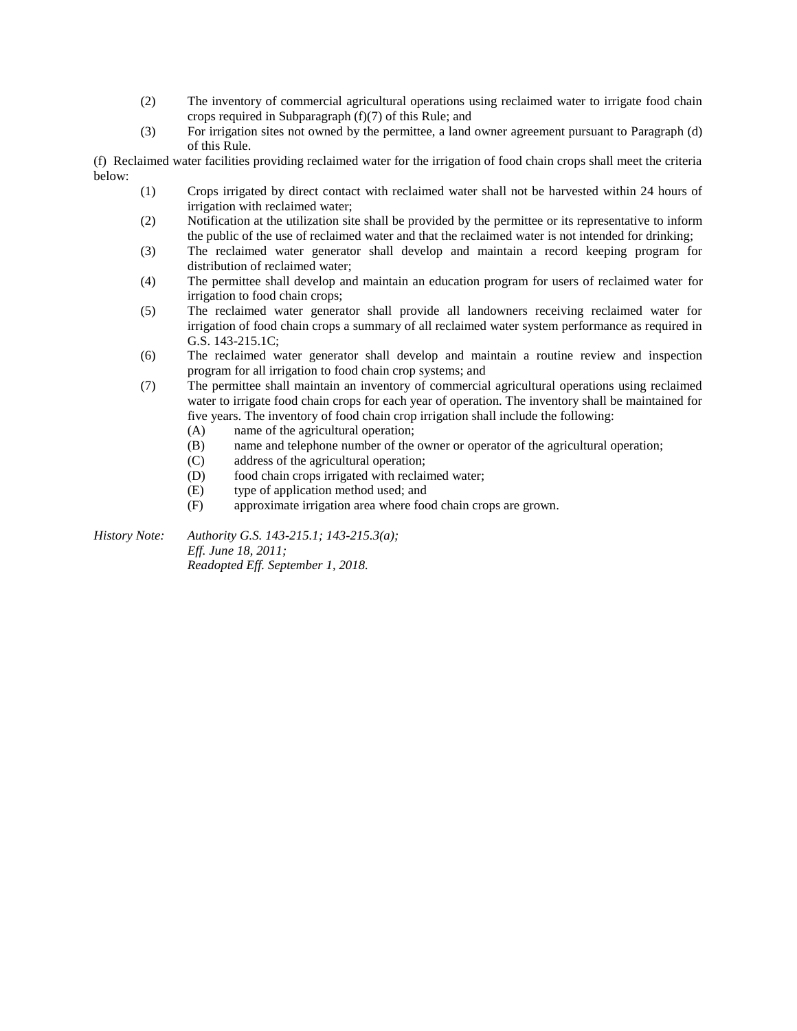(2) The inventory of commercial agricultural operations using reclaimed water to irrigate food chain crops required in Subparagraph (f)(7) of this Rule; and

(3) For irrigation sites not owned by the permittee, a land owner agreement pursuant to Paragraph (d) of this Rule.

(f) Reclaimed water facilities providing reclaimed water for the irrigation of food chain crops shall meet the criteria below:

(1) Crops irrigated by direct contact with reclaimed water shall not be harvested within 24 hours of irrigation with reclaimed water;

(2) Notification at the utilization site shall be provided by the permittee or its representative to inform the public of the use of reclaimed water and that the reclaimed water is not intended for drinking;

(3) The reclaimed water generator shall develop and maintain a record keeping program for distribution of reclaimed water;

(4) The permittee shall develop and maintain an education program for users of reclaimed water for irrigation to food chain crops;

(5) The reclaimed water generator shall provide all landowners receiving reclaimed water for irrigation of food chain crops a summary of all reclaimed water system performance as required in G.S. 143-215.1C;

(6) The reclaimed water generator shall develop and maintain a routine review and inspection program for all irrigation to food chain crop systems; and

(7) The permittee shall maintain an inventory of commercial agricultural operations using reclaimed water to irrigate food chain crops for each year of operation. The inventory shall be maintained for five years. The inventory of food chain crop irrigation shall include the following:

  (A) name of the agricultural operation;
  
  (B) name and telephone number of the owner or operator of the agricultural operation;
  
  (C) address of the agricultural operation;
  
  (D) food chain crops irrigated with reclaimed water;
  
  (E) type of application method used; and
  
  (F) approximate irrigation area where food chain crops are grown.

*History Note: Authority G.S. 143-215.1; 143-215.3(a);*
*Eff. June 18, 2011;*
*Readopted Eff. September 1, 2018.*